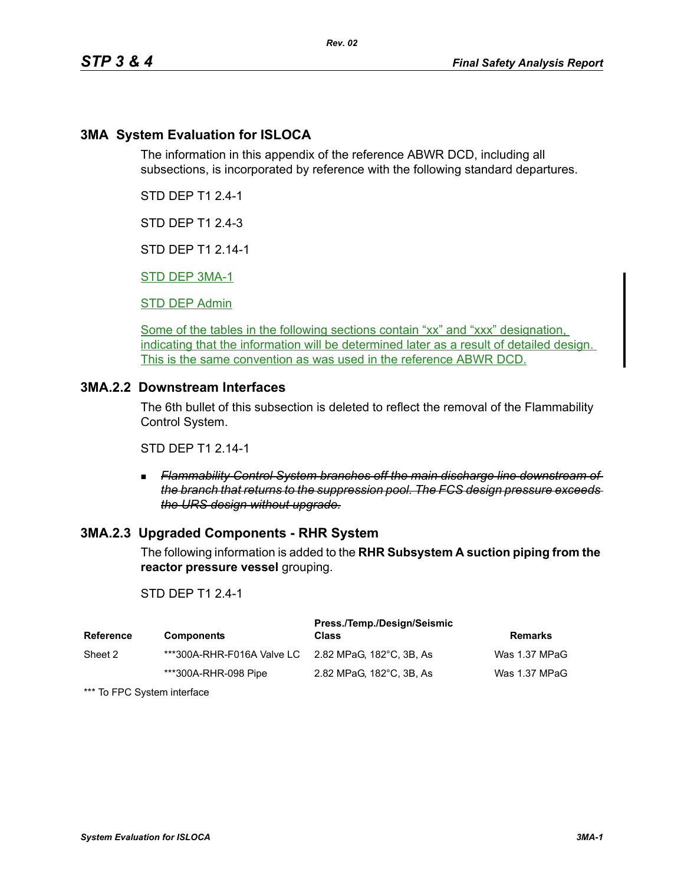## 3MA System Evaluation for ISLOCA

The information in this appendix of the reference ABWR DCD, including all subsections, is incorporated by reference with the following standard departures.

STD DEP T1 2.4-1

STD DEP T1 2.4-3

STD DEP T1 2.14-1

STD DEP 3MA-1

STD DEP Admin

Some of the tables in the following sections contain "xx" and "xxx" designation, indicating that the information will be determined later as a result of detailed design. This is the same convention as was used in the reference ABWR DCD.

### 3MA.2.2 Downstream Interfaces

The 6th bullet of this subsection is deleted to reflect the removal of the Flammability Control System.

STD DEP T1 2.14-1

- ~~*Flammability Control System branches off the main discharge line downstream of the branch that returns to the suppression pool. The FCS design pressure exceeds the URS design without upgrade.*~~

### 3MA.2.3 Upgraded Components - RHR System

The following information is added to the **RHR Subsystem A suction piping from the reactor pressure vessel** grouping.

STD DEP T1 2.4-1

| Reference | Components | Press./Temp./Design/Seismic Class | Remarks |
|---|---|---|---|
| Sheet 2 | ***300A-RHR-F016A Valve LC | 2.82 MPaG, 182°C, 3B, As | Was 1.37 MPaG |
| | ***300A-RHR-098 Pipe | 2.82 MPaG, 182°C, 3B, As | Was 1.37 MPaG |

*** To FPC System interface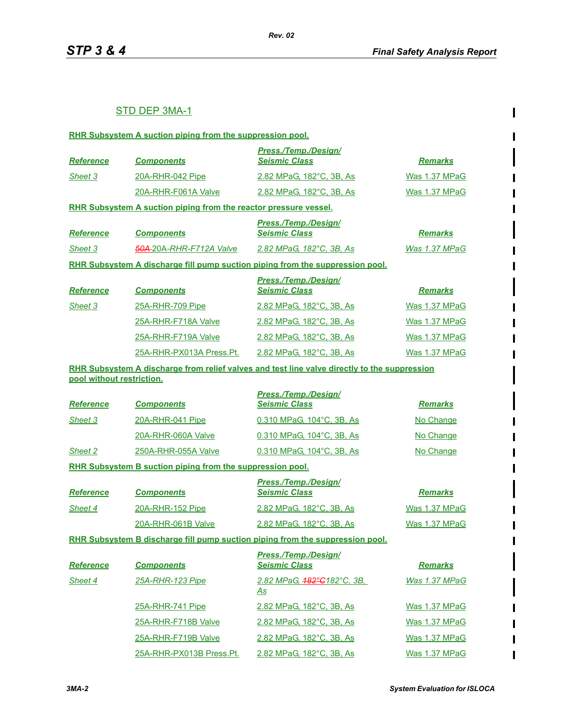STD DEP 3MA-1

**RHR Subsystem A suction piping from the suppression pool.**

| Reference | Components | Press./Temp./Design/ Seismic Class | Remarks |
|---|---|---|---|
| Sheet 3 | 20A-RHR-042 Pipe | 2.82 MPaG, 182°C, 3B, As | Was 1.37 MPaG |
| | 20A-RHR-F061A Valve | 2.82 MPaG, 182°C, 3B, As | Was 1.37 MPaG |

**RHR Subsystem A suction piping from the reactor pressure vessel.**

| Reference | Components | Press./Temp./Design/ Seismic Class | Remarks |
|---|---|---|---|
| *Sheet 3* | ~~*50A*~~ *20A-RHR-F712A Valve* | *2.82 MPaG, 182°C, 3B, As* | *Was 1.37 MPaG* |

**RHR Subsystem A discharge fill pump suction piping from the suppression pool.**

| Reference | Components | Press./Temp./Design/ Seismic Class | Remarks |
|---|---|---|---|
| Sheet 3 | 25A-RHR-709 Pipe | 2.82 MPaG, 182°C, 3B, As | Was 1.37 MPaG |
| | 25A-RHR-F718A Valve | 2.82 MPaG, 182°C, 3B, As | Was 1.37 MPaG |
| | 25A-RHR-F719A Valve | 2.82 MPaG, 182°C, 3B, As | Was 1.37 MPaG |
| | 25A-RHR-PX013A Press.Pt. | 2.82 MPaG, 182°C, 3B, As | Was 1.37 MPaG |

**RHR Subsystem A discharge from relief valves and test line valve directly to the suppression pool without restriction.**

| Reference | Components | Press./Temp./Design/ Seismic Class | Remarks |
|---|---|---|---|
| Sheet 3 | 20A-RHR-041 Pipe | 0.310 MPaG, 104°C, 3B, As | No Change |
| | 20A-RHR-060A Valve | 0.310 MPaG, 104°C, 3B, As | No Change |
| Sheet 2 | 250A-RHR-055A Valve | 0.310 MPaG, 104°C, 3B, As | No Change |

**RHR Subsystem B suction piping from the suppression pool.**

| Reference | Components | Press./Temp./Design/ Seismic Class | Remarks |
|---|---|---|---|
| Sheet 4 | 20A-RHR-152 Pipe | 2.82 MPaG, 182°C, 3B, As | Was 1.37 MPaG |
| | 20A-RHR-061B Valve | 2.82 MPaG, 182°C, 3B, As | Was 1.37 MPaG |

**RHR Subsystem B discharge fill pump suction piping from the suppression pool.**

| Reference | Components | Press./Temp./Design/ Seismic Class | Remarks |
|---|---|---|---|
| *Sheet 4* | *25A-RHR-123 Pipe* | *2.82 MPaG,* ~~*182°C*~~*182°C, 3B, As* | *Was 1.37 MPaG* |
| | 25A-RHR-741 Pipe | 2.82 MPaG, 182°C, 3B, As | Was 1.37 MPaG |
| | 25A-RHR-F718B Valve | 2.82 MPaG, 182°C, 3B, As | Was 1.37 MPaG |
| | 25A-RHR-F719B Valve | 2.82 MPaG, 182°C, 3B, As | Was 1.37 MPaG |
| | 25A-RHR-PX013B Press.Pt. | 2.82 MPaG, 182°C, 3B, As | Was 1.37 MPaG |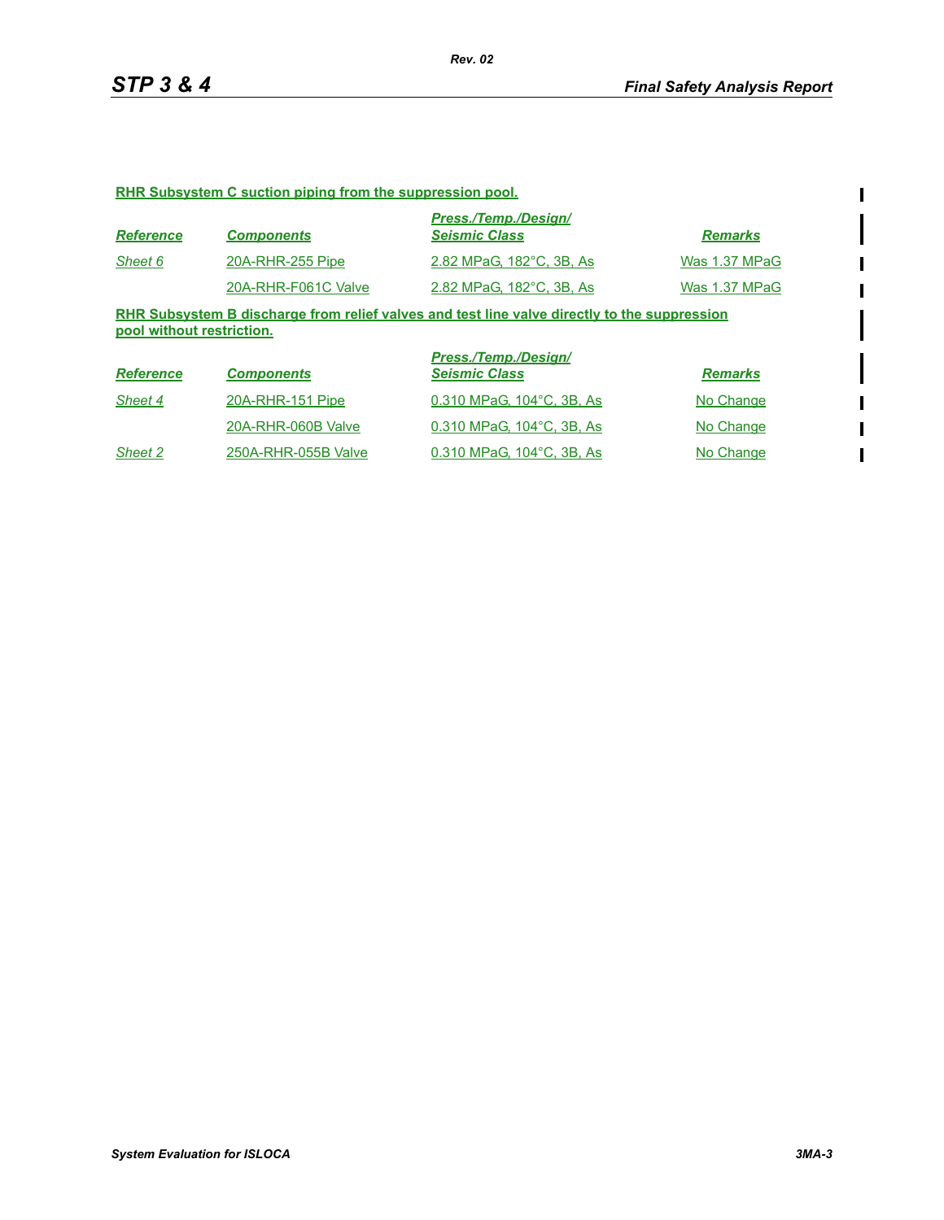**RHR Subsystem C suction piping from the suppression pool.**

| *Reference* | *Components* | *Press./Temp./Design/ Seismic Class* | *Remarks* |
|---|---|---|---|
| *Sheet 6* | 20A-RHR-255 Pipe | 2.82 MPaG, 182°C, 3B, As | Was 1.37 MPaG |
| | 20A-RHR-F061C Valve | 2.82 MPaG, 182°C, 3B, As | Was 1.37 MPaG |

**RHR Subsystem B discharge from relief valves and test line valve directly to the suppression pool without restriction.**

| *Reference* | *Components* | *Press./Temp./Design/ Seismic Class* | *Remarks* |
|---|---|---|---|
| *Sheet 4* | 20A-RHR-151 Pipe | 0.310 MPaG, 104°C, 3B, As | No Change |
| | 20A-RHR-060B Valve | 0.310 MPaG, 104°C, 3B, As | No Change |
| *Sheet 2* | 250A-RHR-055B Valve | 0.310 MPaG, 104°C, 3B, As | No Change |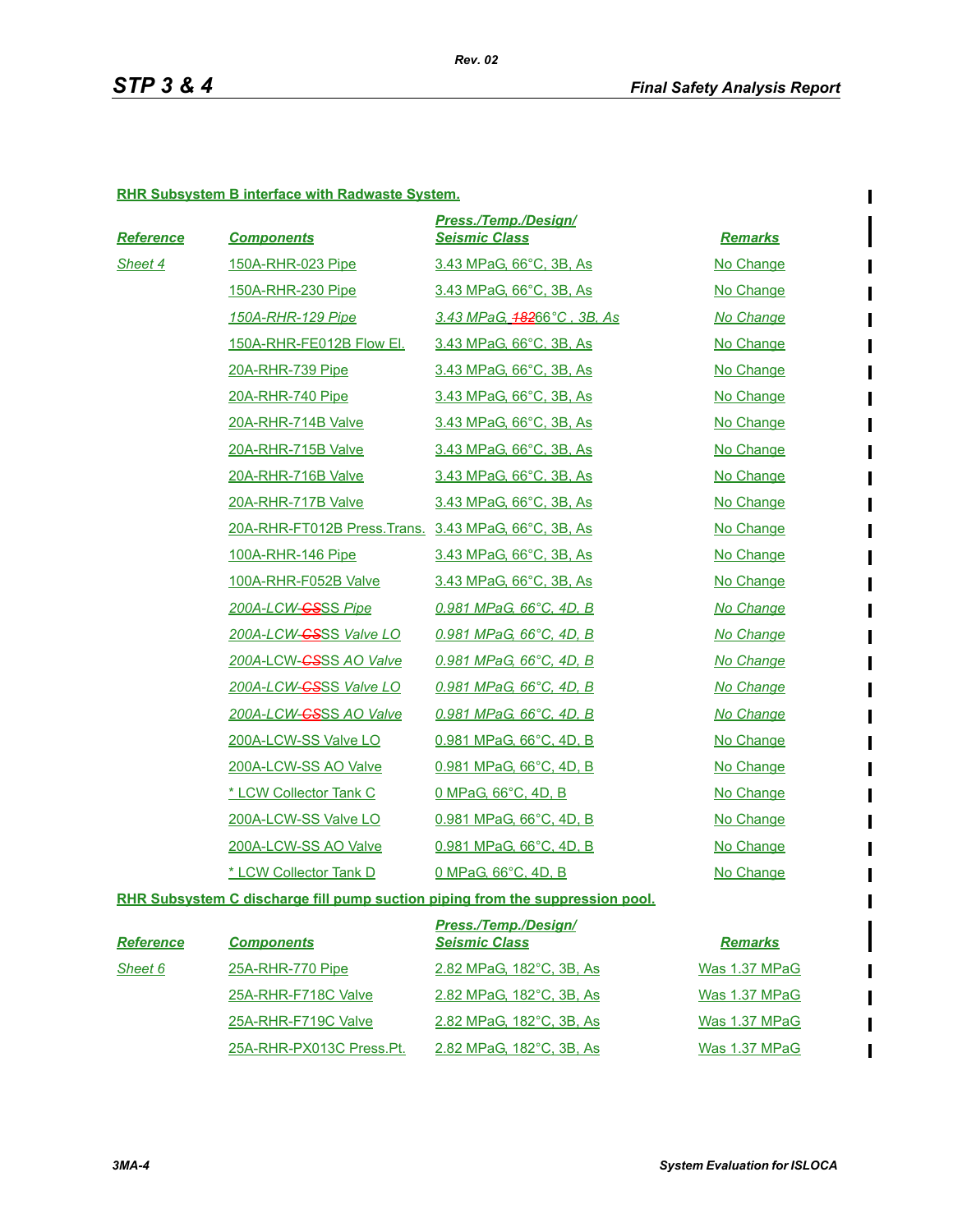**RHR Subsystem B interface with Radwaste System.**

| *Reference* | *Components* | *Press./Temp./Design/ Seismic Class* | *Remarks* |
|---|---|---|---|
| *Sheet 4* | 150A-RHR-023 Pipe | 3.43 MPaG, 66°C, 3B, As | No Change |
| | 150A-RHR-230 Pipe | 3.43 MPaG, 66°C, 3B, As | No Change |
| | *150A-RHR-129 Pipe* | *3.43 MPaG, ~~182~~66°C , 3B, As* | *No Change* |
| | 150A-RHR-FE012B Flow El. | 3.43 MPaG, 66°C, 3B, As | No Change |
| | 20A-RHR-739 Pipe | 3.43 MPaG, 66°C, 3B, As | No Change |
| | 20A-RHR-740 Pipe | 3.43 MPaG, 66°C, 3B, As | No Change |
| | 20A-RHR-714B Valve | 3.43 MPaG, 66°C, 3B, As | No Change |
| | 20A-RHR-715B Valve | 3.43 MPaG, 66°C, 3B, As | No Change |
| | 20A-RHR-716B Valve | 3.43 MPaG, 66°C, 3B, As | No Change |
| | 20A-RHR-717B Valve | 3.43 MPaG, 66°C, 3B, As | No Change |
| | 20A-RHR-FT012B Press.Trans. | 3.43 MPaG, 66°C, 3B, As | No Change |
| | 100A-RHR-146 Pipe | 3.43 MPaG, 66°C, 3B, As | No Change |
| | 100A-RHR-F052B Valve | 3.43 MPaG, 66°C, 3B, As | No Change |
| | *200A-LCW-~~CS~~SS Pipe* | *0.981 MPaG, 66°C, 4D, B* | *No Change* |
| | *200A-LCW-~~CS~~SS Valve LO* | *0.981 MPaG, 66°C, 4D, B* | *No Change* |
| | *200A-LCW-~~CS~~SS AO Valve* | *0.981 MPaG, 66°C, 4D, B* | *No Change* |
| | *200A-LCW-~~CS~~SS Valve LO* | *0.981 MPaG, 66°C, 4D, B* | *No Change* |
| | *200A-LCW-~~CS~~SS AO Valve* | *0.981 MPaG, 66°C, 4D, B* | *No Change* |
| | 200A-LCW-SS Valve LO | 0.981 MPaG, 66°C, 4D, B | No Change |
| | 200A-LCW-SS AO Valve | 0.981 MPaG, 66°C, 4D, B | No Change |
| | * LCW Collector Tank C | 0 MPaG, 66°C, 4D, B | No Change |
| | 200A-LCW-SS Valve LO | 0.981 MPaG, 66°C, 4D, B | No Change |
| | 200A-LCW-SS AO Valve | 0.981 MPaG, 66°C, 4D, B | No Change |
| | * LCW Collector Tank D | 0 MPaG, 66°C, 4D, B | No Change |

**RHR Subsystem C discharge fill pump suction piping from the suppression pool.**

| *Reference* | *Components* | *Press./Temp./Design/ Seismic Class* | *Remarks* |
|---|---|---|---|
| *Sheet 6* | 25A-RHR-770 Pipe | 2.82 MPaG, 182°C, 3B, As | Was 1.37 MPaG |
| | 25A-RHR-F718C Valve | 2.82 MPaG, 182°C, 3B, As | Was 1.37 MPaG |
| | 25A-RHR-F719C Valve | 2.82 MPaG, 182°C, 3B, As | Was 1.37 MPaG |
| | 25A-RHR-PX013C Press.Pt. | 2.82 MPaG, 182°C, 3B, As | Was 1.37 MPaG |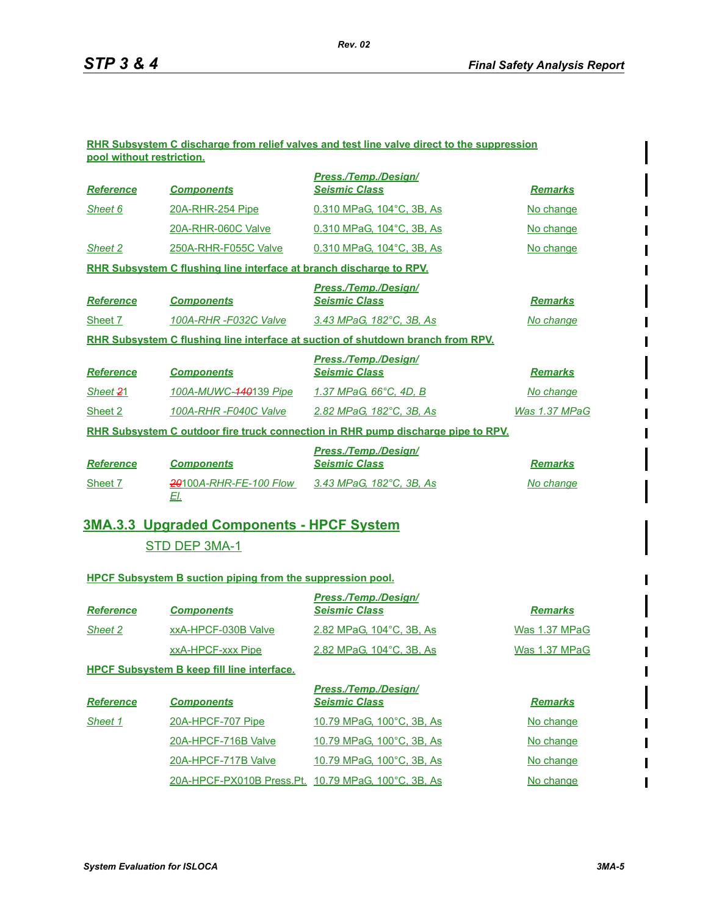**RHR Subsystem C discharge from relief valves and test line valve direct to the suppression pool without restriction.**

| Reference | Components | Press./Temp./Design/ Seismic Class | Remarks |
|---|---|---|---|
| Sheet 6 | 20A-RHR-254 Pipe | 0.310 MPaG, 104°C, 3B, As | No change |
| | 20A-RHR-060C Valve | 0.310 MPaG, 104°C, 3B, As | No change |
| Sheet 2 | 250A-RHR-F055C Valve | 0.310 MPaG, 104°C, 3B, As | No change |

**RHR Subsystem C flushing line interface at branch discharge to RPV.**

| Reference | Components | Press./Temp./Design/ Seismic Class | Remarks |
|---|---|---|---|
| Sheet 7 | 100A-RHR -F032C Valve | 3.43 MPaG, 182°C, 3B, As | No change |

**RHR Subsystem C flushing line interface at suction of shutdown branch from RPV.**

| Reference | Components | Press./Temp./Design/ Seismic Class | Remarks |
|---|---|---|---|
| Sheet ~~2~~1 | 100A-MUWC-~~140~~139 Pipe | 1.37 MPaG, 66°C, 4D, B | No change |
| Sheet 2 | 100A-RHR -F040C Valve | 2.82 MPaG, 182°C, 3B, As | Was 1.37 MPaG |

**RHR Subsystem C outdoor fire truck connection in RHR pump discharge pipe to RPV.**

| Reference | Components | Press./Temp./Design/ Seismic Class | Remarks |
|---|---|---|---|
| Sheet 7 | ~~20~~100A-RHR-FE-100 Flow El. | 3.43 MPaG, 182°C, 3B, As | No change |

## 3MA.3.3 Upgraded Components - HPCF System

STD DEP 3MA-1

**HPCF Subsystem B suction piping from the suppression pool.**

| Reference | Components | Press./Temp./Design/ Seismic Class | Remarks |
|---|---|---|---|
| Sheet 2 | xxA-HPCF-030B Valve | 2.82 MPaG, 104°C, 3B, As | Was 1.37 MPaG |
| | xxA-HPCF-xxx Pipe | 2.82 MPaG, 104°C, 3B, As | Was 1.37 MPaG |

**HPCF Subsystem B keep fill line interface.**

| Reference | Components | Press./Temp./Design/ Seismic Class | Remarks |
|---|---|---|---|
| Sheet 1 | 20A-HPCF-707 Pipe | 10.79 MPaG, 100°C, 3B, As | No change |
| | 20A-HPCF-716B Valve | 10.79 MPaG, 100°C, 3B, As | No change |
| | 20A-HPCF-717B Valve | 10.79 MPaG, 100°C, 3B, As | No change |
| | 20A-HPCF-PX010B Press.Pt. | 10.79 MPaG, 100°C, 3B, As | No change |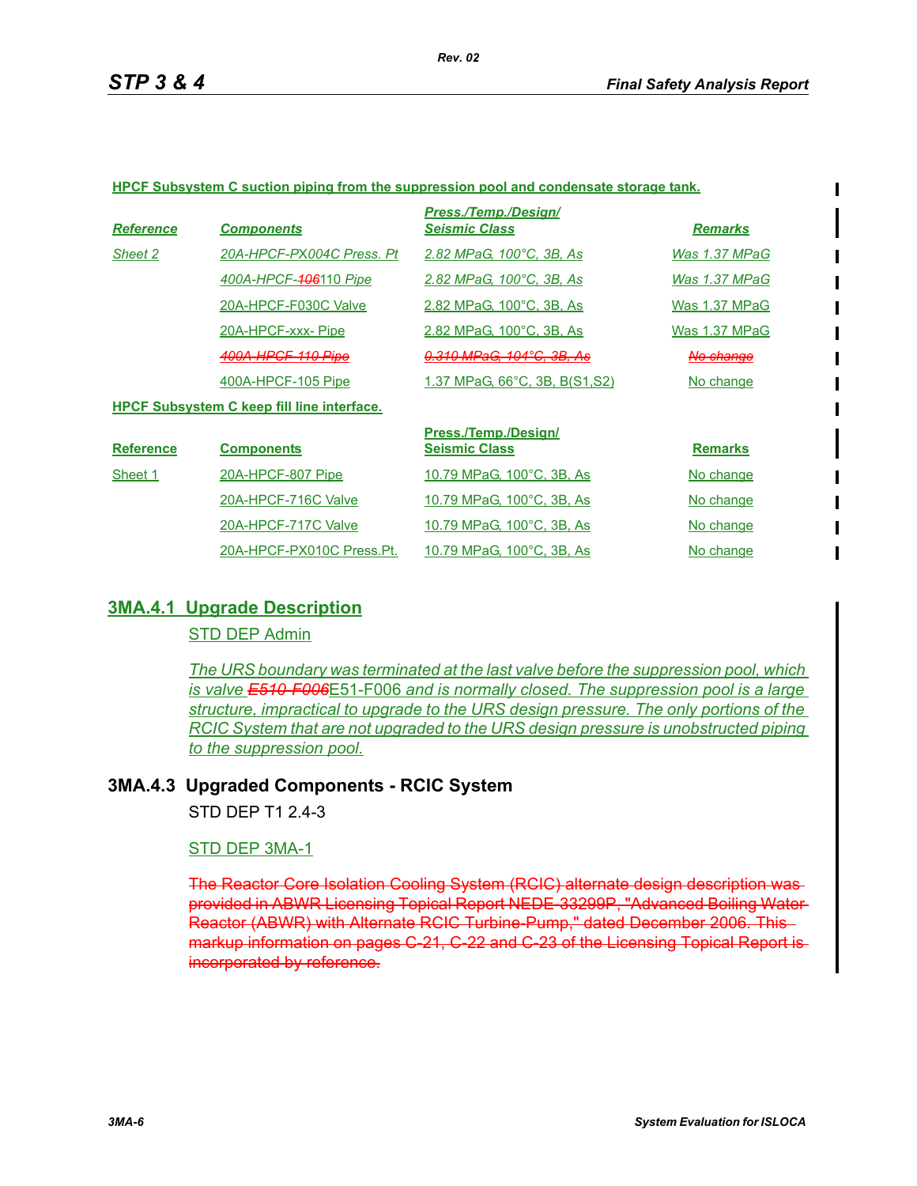**HPCF Subsystem C suction piping from the suppression pool and condensate storage tank.**

| *Reference* | *Components* | *Press./Temp./Design/ Seismic Class* | *Remarks* |
|---|---|---|---|
| *Sheet 2* | *20A-HPCF-PX004C Press. Pt* | *2.82 MPaG, 100°C, 3B, As* | *Was 1.37 MPaG* |
| | *400A-HPCF-~~106~~110 Pipe* | *2.82 MPaG, 100°C, 3B, As* | *Was 1.37 MPaG* |
| | 20A-HPCF-F030C Valve | 2.82 MPaG, 100°C, 3B, As | Was 1.37 MPaG |
| | 20A-HPCF-xxx- Pipe | 2.82 MPaG, 100°C, 3B, As | Was 1.37 MPaG |
| | ~~*400A-HPCF-110 Pipe*~~ | ~~*0.310 MPaG, 104°C, 3B, As*~~ | ~~*No change*~~ |
| | 400A-HPCF-105 Pipe | 1.37 MPaG, 66°C, 3B, B(S1,S2) | No change |

**HPCF Subsystem C keep fill line interface.**

| **Reference** | **Components** | **Press./Temp./Design/ Seismic Class** | **Remarks** |
|---|---|---|---|
| Sheet 1 | 20A-HPCF-807 Pipe | 10.79 MPaG, 100°C, 3B, As | No change |
| | 20A-HPCF-716C Valve | 10.79 MPaG, 100°C, 3B, As | No change |
| | 20A-HPCF-717C Valve | 10.79 MPaG, 100°C, 3B, As | No change |
| | 20A-HPCF-PX010C Press.Pt. | 10.79 MPaG, 100°C, 3B, As | No change |

## 3MA.4.1 Upgrade Description

STD DEP Admin

*The URS boundary was terminated at the last valve before the suppression pool, which is valve ~~E510-F006~~*E51-F006 *and is normally closed. The suppression pool is a large structure, impractical to upgrade to the URS design pressure. The only portions of the RCIC System that are not upgraded to the URS design pressure is unobstructed piping to the suppression pool.*

## 3MA.4.3 Upgraded Components - RCIC System

STD DEP T1 2.4-3

STD DEP 3MA-1

~~The Reactor Core Isolation Cooling System (RCIC) alternate design description was provided in ABWR Licensing Topical Report NEDE-33299P, "Advanced Boiling Water Reactor (ABWR) with Alternate RCIC Turbine-Pump," dated December 2006. This markup information on pages C-21, C-22 and C-23 of the Licensing Topical Report is incorporated by reference.~~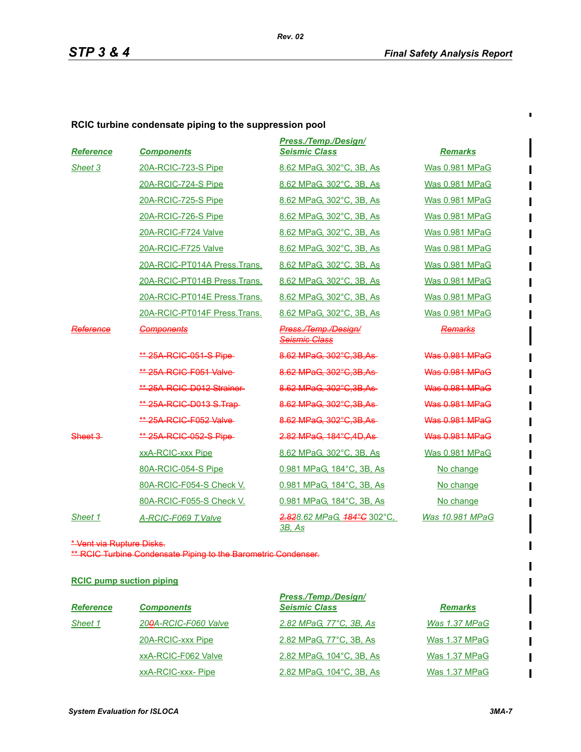**RCIC turbine condensate piping to the suppression pool**

| *Reference* | *Components* | *Press./Temp./Design/ Seismic Class* | *Remarks* |
|---|---|---|---|
| *Sheet 3* | 20A-RCIC-723-S Pipe | 8.62 MPaG, 302°C, 3B, As | Was 0.981 MPaG |
| | 20A-RCIC-724-S Pipe | 8.62 MPaG, 302°C, 3B, As | Was 0.981 MPaG |
| | 20A-RCIC-725-S Pipe | 8.62 MPaG, 302°C, 3B, As | Was 0.981 MPaG |
| | 20A-RCIC-726-S Pipe | 8.62 MPaG, 302°C, 3B, As | Was 0.981 MPaG |
| | 20A-RCIC-F724 Valve | 8.62 MPaG, 302°C, 3B, As | Was 0.981 MPaG |
| | 20A-RCIC-F725 Valve | 8.62 MPaG, 302°C, 3B, As | Was 0.981 MPaG |
| | 20A-RCIC-PT014A Press.Trans. | 8.62 MPaG, 302°C, 3B, As | Was 0.981 MPaG |
| | 20A-RCIC-PT014B Press.Trans. | 8.62 MPaG, 302°C, 3B, As | Was 0.981 MPaG |
| | 20A-RCIC-PT014E Press.Trans. | 8.62 MPaG, 302°C, 3B, As | Was 0.981 MPaG |
| | 20A-RCIC-PT014F Press.Trans. | 8.62 MPaG, 302°C, 3B, As | Was 0.981 MPaG |
| ~~*Reference*~~ | ~~*Components*~~ | ~~*Press./Temp./Design/ Seismic Class*~~ | ~~*Remarks*~~ |
| | ~~** 25A-RCIC-051-S Pipe~~ | ~~8.62 MPaG, 302°C,3B,As~~ | ~~Was 0.981 MPaG~~ |
| | ~~** 25A-RCIC-F051 Valve~~ | ~~8.62 MPaG, 302°C,3B,As~~ | ~~Was 0.981 MPaG~~ |
| | ~~** 25A-RCIC-D012 Strainer~~ | ~~8.62 MPaG, 302°C,3B,As~~ | ~~Was 0.981 MPaG~~ |
| | ~~** 25A-RCIC-D013 S.Trap~~ | ~~8.62 MPaG, 302°C,3B,As~~ | ~~Was 0.981 MPaG~~ |
| | ~~** 25A-RCIC-F052 Valve~~ | ~~8.62 MPaG, 302°C,3B,As~~ | ~~Was 0.981 MPaG~~ |
| ~~Sheet 3~~ | ~~** 25A-RCIC-052-S Pipe~~ | ~~2.82 MPaG, 184°C,4D,As~~ | ~~Was 0.981 MPaG~~ |
| | xxA-RCIC-xxx Pipe | 8.62 MPaG, 302°C, 3B, As | Was 0.981 MPaG |
| | 80A-RCIC-054-S Pipe | 0.981 MPaG, 184°C, 3B, As | No change |
| | 80A-RCIC-F054-S Check V. | 0.981 MPaG, 184°C, 3B, As | No change |
| | 80A-RCIC-F055-S Check V. | 0.981 MPaG, 184°C, 3B, As | No change |
| *Sheet 1* | *A-RCIC-F069 T.Valve* | *~~2.82~~8.62 MPaG, ~~184°C~~ 302°C, 3B, As* | *Was ~~1~~0.981 MPaG* |

~~* Vent via Rupture Disks.~~
~~** RCIC Turbine Condensate Piping to the Barometric Condenser.~~

**RCIC pump suction piping**

| *Reference* | *Components* | *Press./Temp./Design/ Seismic Class* | *Remarks* |
|---|---|---|---|
| *Sheet 1* | *20~~0~~A-RCIC-F060 Valve* | *2.82 MPaG, 77°C, 3B, As* | *Was 1.37 MPaG* |
| | 20A-RCIC-xxx Pipe | 2.82 MPaG, 77°C, 3B, As | Was 1.37 MPaG |
| | xxA-RCIC-F062 Valve | 2.82 MPaG, 104°C, 3B, As | Was 1.37 MPaG |
| | xxA-RCIC-xxx- Pipe | 2.82 MPaG, 104°C, 3B, As | Was 1.37 MPaG |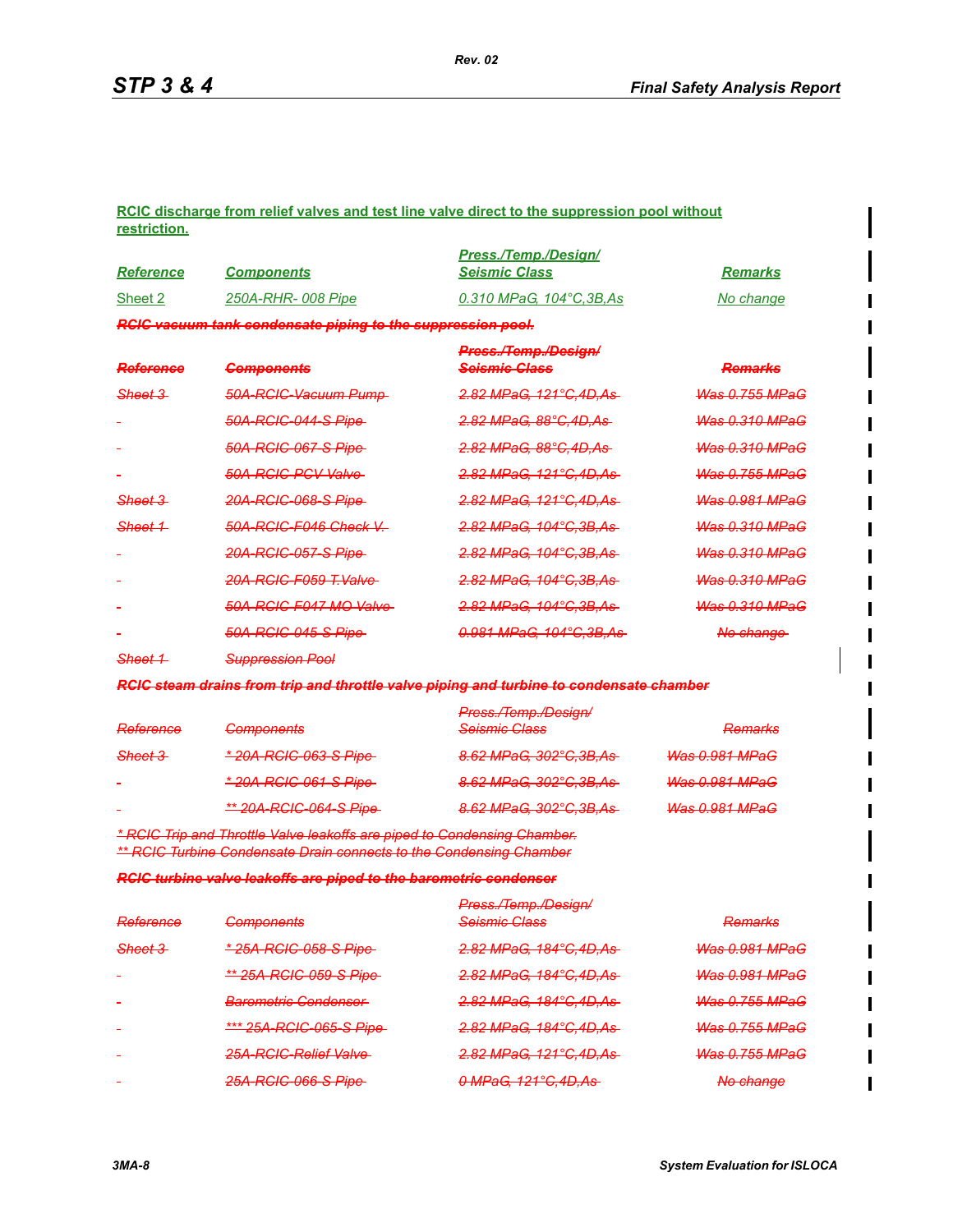**RCIC discharge from relief valves and test line valve direct to the suppression pool without restriction.**

| *Reference* | *Components* | *Press./Temp./Design/ Seismic Class* | *Remarks* |
|---|---|---|---|
| Sheet 2 | *250A-RHR- 008 Pipe* | *0.310 MPaG, 104°C,3B,As* | *No change* |

~~***RCIC vacuum tank condensate piping to the suppression pool.***~~

| ~~*Reference*~~ | ~~*Components*~~ | ~~*Press./Temp./Design/ Seismic Class*~~ | ~~*Remarks*~~ |
|---|---|---|---|
| ~~*Sheet 3*~~ | ~~*50A-RCIC-Vacuum Pump*~~ | ~~*2.82 MPaG, 121°C,4D,As*~~ | ~~*Was 0.755 MPaG*~~ |
| - | ~~*50A-RCIC-044-S Pipe*~~ | ~~*2.82 MPaG, 88°C,4D,As*~~ | ~~*Was 0.310 MPaG*~~ |
| - | ~~*50A-RCIC-067-S Pipe*~~ | ~~*2.82 MPaG, 88°C,4D,As*~~ | ~~*Was 0.310 MPaG*~~ |
| - | ~~*50A-RCIC-PCV Valve*~~ | ~~*2.82 MPaG, 121°C,4D,As*~~ | ~~*Was 0.755 MPaG*~~ |
| ~~*Sheet 3*~~ | ~~*20A-RCIC-068-S Pipe*~~ | ~~*2.82 MPaG, 121°C,4D,As*~~ | ~~*Was 0.981 MPaG*~~ |
| ~~*Sheet 1*~~ | ~~*50A-RCIC-F046 Check V.*~~ | ~~*2.82 MPaG, 104°C,3B,As*~~ | ~~*Was 0.310 MPaG*~~ |
| - | ~~*20A-RCIC-057-S Pipe*~~ | ~~*2.82 MPaG, 104°C,3B,As*~~ | ~~*Was 0.310 MPaG*~~ |
| - | ~~*20A-RCIC-F059 T.Valve*~~ | ~~*2.82 MPaG, 104°C,3B,As*~~ | ~~*Was 0.310 MPaG*~~ |
| - | ~~*50A-RCIC-F047 MO Valve*~~ | ~~*2.82 MPaG, 104°C,3B,As*~~ | ~~*Was 0.310 MPaG*~~ |
| - | ~~*50A-RCIC-045-S Pipe*~~ | ~~*0.981 MPaG, 104°C,3B,As*~~ | ~~*No change*~~ |
| ~~*Sheet 1*~~ | ~~*Suppression Pool*~~ | | |

~~***RCIC steam drains from trip and throttle valve piping and turbine to condensate chamber***~~

| ~~*Reference*~~ | ~~*Components*~~ | ~~*Press./Temp./Design/ Seismic Class*~~ | ~~*Remarks*~~ |
|---|---|---|---|
| ~~*Sheet 3*~~ | ~~*\* 20A-RCIC-063-S Pipe*~~ | ~~*8.62 MPaG, 302°C,3B,As*~~ | ~~*Was 0.981 MPaG*~~ |
| - | ~~*\* 20A-RCIC-061-S Pipe*~~ | ~~*8.62 MPaG, 302°C,3B,As*~~ | ~~*Was 0.981 MPaG*~~ |
| - | ~~*\*\* 20A-RCIC-064-S Pipe*~~ | ~~*8.62 MPaG, 302°C,3B,As*~~ | ~~*Was 0.981 MPaG*~~ |

~~*\* RCIC Trip and Throttle Valve leakoffs are piped to Condensing Chamber.*~~
~~*\*\* RCIC Turbine Condensate Drain connects to the Condensing Chamber*~~

~~***RCIC turbine valve leakoffs are piped to the barometric condenser***~~

| ~~*Reference*~~ | ~~*Components*~~ | ~~*Press./Temp./Design/ Seismic Class*~~ | ~~*Remarks*~~ |
|---|---|---|---|
| ~~*Sheet 3*~~ | ~~*\* 25A-RCIC-058-S Pipe*~~ | ~~*2.82 MPaG, 184°C,4D,As*~~ | ~~*Was 0.981 MPaG*~~ |
| - | ~~*\*\* 25A-RCIC-059-S Pipe*~~ | ~~*2.82 MPaG, 184°C,4D,As*~~ | ~~*Was 0.981 MPaG*~~ |
| - | ~~*Barometric Condenser*~~ | ~~*2.82 MPaG, 184°C,4D,As*~~ | ~~*Was 0.755 MPaG*~~ |
| - | ~~*\*\*\* 25A-RCIC-065-S Pipe*~~ | ~~*2.82 MPaG, 184°C,4D,As*~~ | ~~*Was 0.755 MPaG*~~ |
| - | ~~*25A-RCIC-Relief Valve*~~ | ~~*2.82 MPaG, 121°C,4D,As*~~ | ~~*Was 0.755 MPaG*~~ |
| - | ~~*25A-RCIC-066-S Pipe*~~ | ~~*0 MPaG, 121°C,4D,As*~~ | ~~*No change*~~ |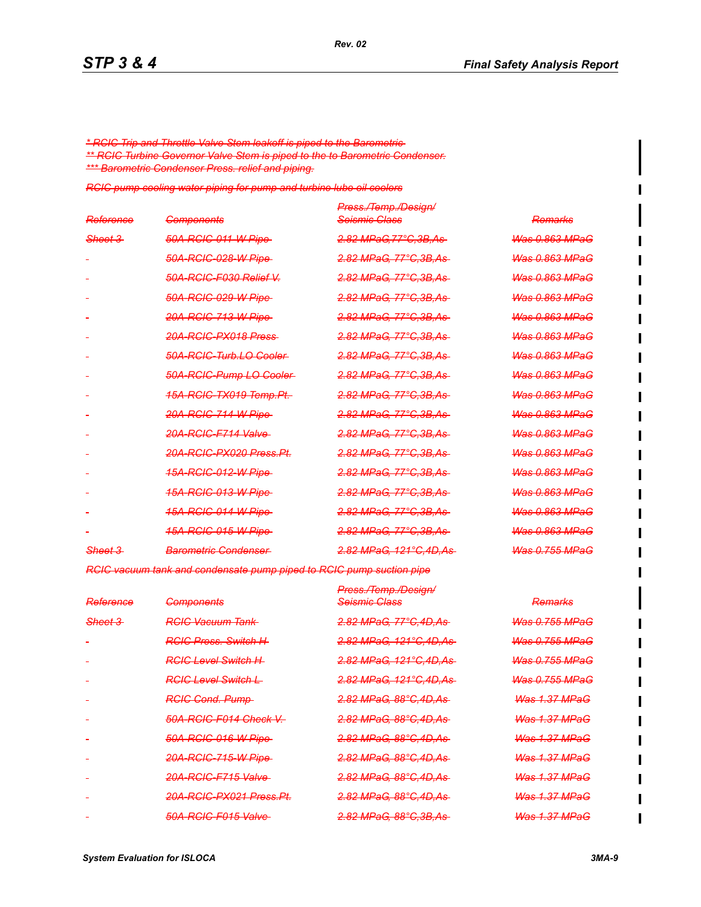~~* RCIC Trip and Throttle Valve Stem leakoff is piped to the Barometric~~
~~** RCIC Turbine Governor Valve Stem is piped to the to Barometric Condenser.~~
~~*** Barometric Condenser Press. relief and piping.~~

~~RCIC pump cooling water piping for pump and turbine lube oil coolers~~

| ~~Reference~~ | ~~Components~~ | ~~Press./Temp./Design/ Seismic Class~~ | ~~Remarks~~ |
|---|---|---|---|
| ~~Sheet 3~~ | ~~50A-RCIC-011-W Pipe~~ | ~~2.82 MPaG,77°C,3B,As~~ | ~~Was 0.863 MPaG~~ |
| - | ~~50A-RCIC-028-W Pipe~~ | ~~2.82 MPaG, 77°C,3B,As~~ | ~~Was 0.863 MPaG~~ |
| - | ~~50A-RCIC-F030 Relief V.~~ | ~~2.82 MPaG, 77°C,3B,As~~ | ~~Was 0.863 MPaG~~ |
| - | ~~50A-RCIC-029-W Pipe~~ | ~~2.82 MPaG, 77°C,3B,As~~ | ~~Was 0.863 MPaG~~ |
| - | ~~20A-RCIC-713-W Pipe~~ | ~~2.82 MPaG, 77°C,3B,As~~ | ~~Was 0.863 MPaG~~ |
| - | ~~20A-RCIC-PX018 Press~~ | ~~2.82 MPaG, 77°C,3B,As~~ | ~~Was 0.863 MPaG~~ |
| - | ~~50A-RCIC-Turb.LO Cooler~~ | ~~2.82 MPaG, 77°C,3B,As~~ | ~~Was 0.863 MPaG~~ |
| - | ~~50A-RCIC-Pump LO Cooler~~ | ~~2.82 MPaG, 77°C,3B,As~~ | ~~Was 0.863 MPaG~~ |
| - | ~~15A-RCIC-TX019 Temp.Pt.~~ | ~~2.82 MPaG, 77°C,3B,As~~ | ~~Was 0.863 MPaG~~ |
| - | ~~20A-RCIC-714-W Pipe~~ | ~~2.82 MPaG, 77°C,3B,As~~ | ~~Was 0.863 MPaG~~ |
| - | ~~20A-RCIC-F714 Valve~~ | ~~2.82 MPaG, 77°C,3B,As~~ | ~~Was 0.863 MPaG~~ |
| - | ~~20A-RCIC-PX020 Press.Pt.~~ | ~~2.82 MPaG, 77°C,3B,As~~ | ~~Was 0.863 MPaG~~ |
| - | ~~15A-RCIC-012-W Pipe~~ | ~~2.82 MPaG, 77°C,3B,As~~ | ~~Was 0.863 MPaG~~ |
| - | ~~15A-RCIC-013-W Pipe~~ | ~~2.82 MPaG, 77°C,3B,As~~ | ~~Was 0.863 MPaG~~ |
| - | ~~15A-RCIC-014-W Pipe~~ | ~~2.82 MPaG, 77°C,3B,As~~ | ~~Was 0.863 MPaG~~ |
| - | ~~15A-RCIC-015-W Pipe~~ | ~~2.82 MPaG, 77°C,3B,As~~ | ~~Was 0.863 MPaG~~ |
| ~~Sheet 3~~ | ~~Barometric Condenser~~ | ~~2.82 MPaG, 121°C,4D,As~~ | ~~Was 0.755 MPaG~~ |

~~RCIC vacuum tank and condensate pump piped to RCIC pump suction pipe~~

| ~~Reference~~ | ~~Components~~ | ~~Press./Temp./Design/ Seismic Class~~ | ~~Remarks~~ |
|---|---|---|---|
| ~~Sheet 3~~ | ~~RCIC Vacuum Tank~~ | ~~2.82 MPaG, 77°C,4D,As~~ | ~~Was 0.755 MPaG~~ |
| - | ~~RCIC Press. Switch H~~ | ~~2.82 MPaG, 121°C,4D,As~~ | ~~Was 0.755 MPaG~~ |
| - | ~~RCIC Level Switch H~~ | ~~2.82 MPaG, 121°C,4D,As~~ | ~~Was 0.755 MPaG~~ |
| - | ~~RCIC Level Switch L~~ | ~~2.82 MPaG, 121°C,4D,As~~ | ~~Was 0.755 MPaG~~ |
| - | ~~RCIC Cond. Pump~~ | ~~2.82 MPaG, 88°C,4D,As~~ | ~~Was 1.37 MPaG~~ |
| - | ~~50A-RCIC-F014 Check V.~~ | ~~2.82 MPaG, 88°C,4D,As~~ | ~~Was 1.37 MPaG~~ |
| - | ~~50A-RCIC-016-W Pipe~~ | ~~2.82 MPaG, 88°C,4D,As~~ | ~~Was 1.37 MPaG~~ |
| - | ~~20A-RCIC-715-W Pipe~~ | ~~2.82 MPaG, 88°C,4D,As~~ | ~~Was 1.37 MPaG~~ |
| - | ~~20A-RCIC-F715 Valve~~ | ~~2.82 MPaG, 88°C,4D,As~~ | ~~Was 1.37 MPaG~~ |
| - | ~~20A-RCIC-PX021 Press.Pt.~~ | ~~2.82 MPaG, 88°C,4D,As~~ | ~~Was 1.37 MPaG~~ |
| - | ~~50A-RCIC-F015 Valve~~ | ~~2.82 MPaG, 88°C,3B,As~~ | ~~Was 1.37 MPaG~~ |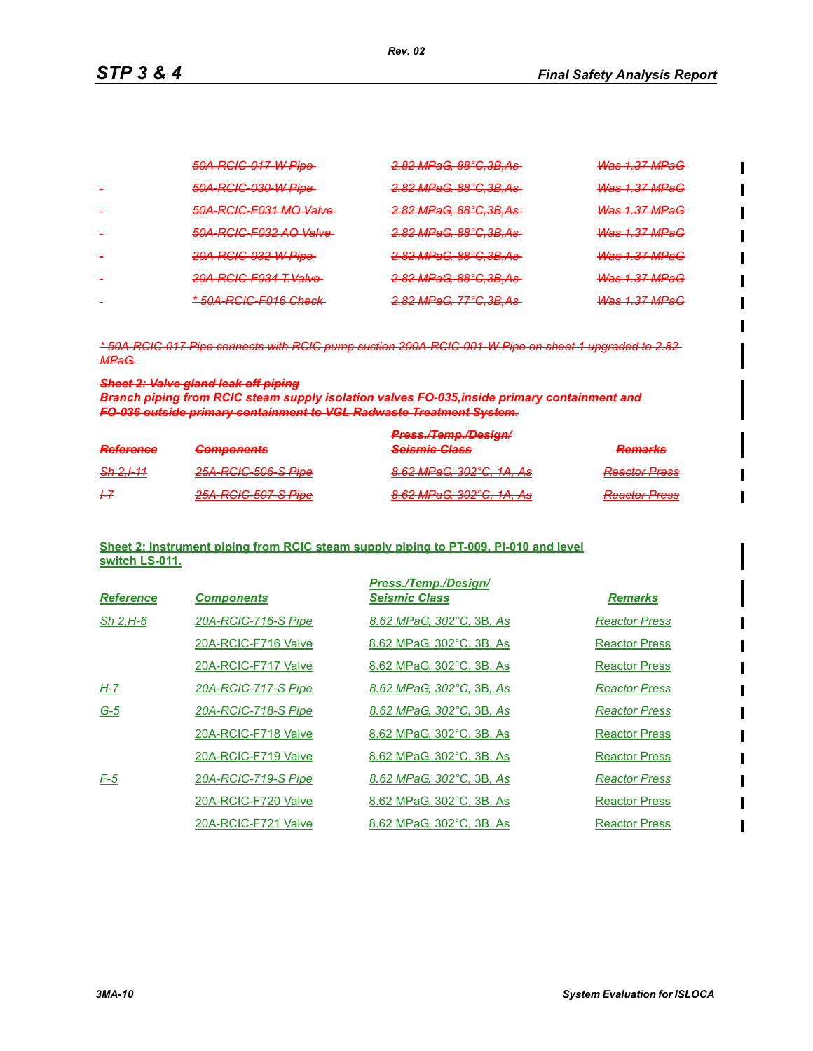| | | | |
|---|---|---|---|
| | ~~50A-RCIC-017-W Pipe~~ | ~~2.82 MPaG, 88°C,3B,As~~ | ~~Was 1.37 MPaG~~ |
| | ~~50A-RCIC-030-W Pipe~~ | ~~2.82 MPaG, 88°C,3B,As~~ | ~~Was 1.37 MPaG~~ |
| | ~~50A-RCIC-F031 MO Valve~~ | ~~2.82 MPaG, 88°C,3B,As~~ | ~~Was 1.37 MPaG~~ |
| | ~~50A-RCIC-F032 AO Valve~~ | ~~2.82 MPaG, 88°C,3B,As~~ | ~~Was 1.37 MPaG~~ |
| | ~~20A-RCIC-032-W Pipe~~ | ~~2.82 MPaG, 88°C,3B,As~~ | ~~Was 1.37 MPaG~~ |
| | ~~20A-RCIC-F034 T.Valve~~ | ~~2.82 MPaG, 88°C,3B,As~~ | ~~Was 1.37 MPaG~~ |
| | ~~* 50A-RCIC-F016 Check~~ | ~~2.82 MPaG, 77°C,3B,As~~ | ~~Was 1.37 MPaG~~ |

~~* 50A-RCIC-017 Pipe connects with RCIC pump suction 200A-RCIC-001-W Pipe on sheet 1 upgraded to 2.82 MPaG.~~

~~**Sheet 2: Valve gland leak off piping**~~
~~**Branch piping from RCIC steam supply isolation valves FO-035,inside primary containment and FO-036 outside primary containment to VGL Radwaste Treatment System.**~~

| ~~Reference~~ | ~~Components~~ | ~~Press./Temp./Design/ Seismic Class~~ | ~~Remarks~~ |
|---|---|---|---|
| ~~Sh 2,I-11~~ | ~~25A-RCIC-506-S Pipe~~ | ~~8.62 MPaG, 302°C, 1A, As~~ | ~~Reactor Press~~ |
| ~~I-7~~ | ~~25A-RCIC-507-S Pipe~~ | ~~8.62 MPaG, 302°C, 1A, As~~ | ~~Reactor Press~~ |

**Sheet 2: Instrument piping from RCIC steam supply piping to PT-009, PI-010 and level switch LS-011.**

| *Reference* | *Components* | *Press./Temp./Design/ Seismic Class* | *Remarks* |
|---|---|---|---|
| *Sh 2,H-6* | *20A-RCIC-716-S Pipe* | *8.62 MPaG, 302°C, 3B, As* | *Reactor Press* |
| | 20A-RCIC-F716 Valve | 8.62 MPaG, 302°C, 3B, As | Reactor Press |
| | 20A-RCIC-F717 Valve | 8.62 MPaG, 302°C, 3B, As | Reactor Press |
| *H-7* | *20A-RCIC-717-S Pipe* | *8.62 MPaG, 302°C, 3B, As* | *Reactor Press* |
| *G-5* | *20A-RCIC-718-S Pipe* | *8.62 MPaG, 302°C, 3B, As* | *Reactor Press* |
| | 20A-RCIC-F718 Valve | 8.62 MPaG, 302°C, 3B, As | Reactor Press |
| | 20A-RCIC-F719 Valve | 8.62 MPaG, 302°C, 3B, As | Reactor Press |
| *F-5* | *20A-RCIC-719-S Pipe* | *8.62 MPaG, 302°C, 3B, As* | *Reactor Press* |
| | 20A-RCIC-F720 Valve | 8.62 MPaG, 302°C, 3B, As | Reactor Press |
| | 20A-RCIC-F721 Valve | 8.62 MPaG, 302°C, 3B, As | Reactor Press |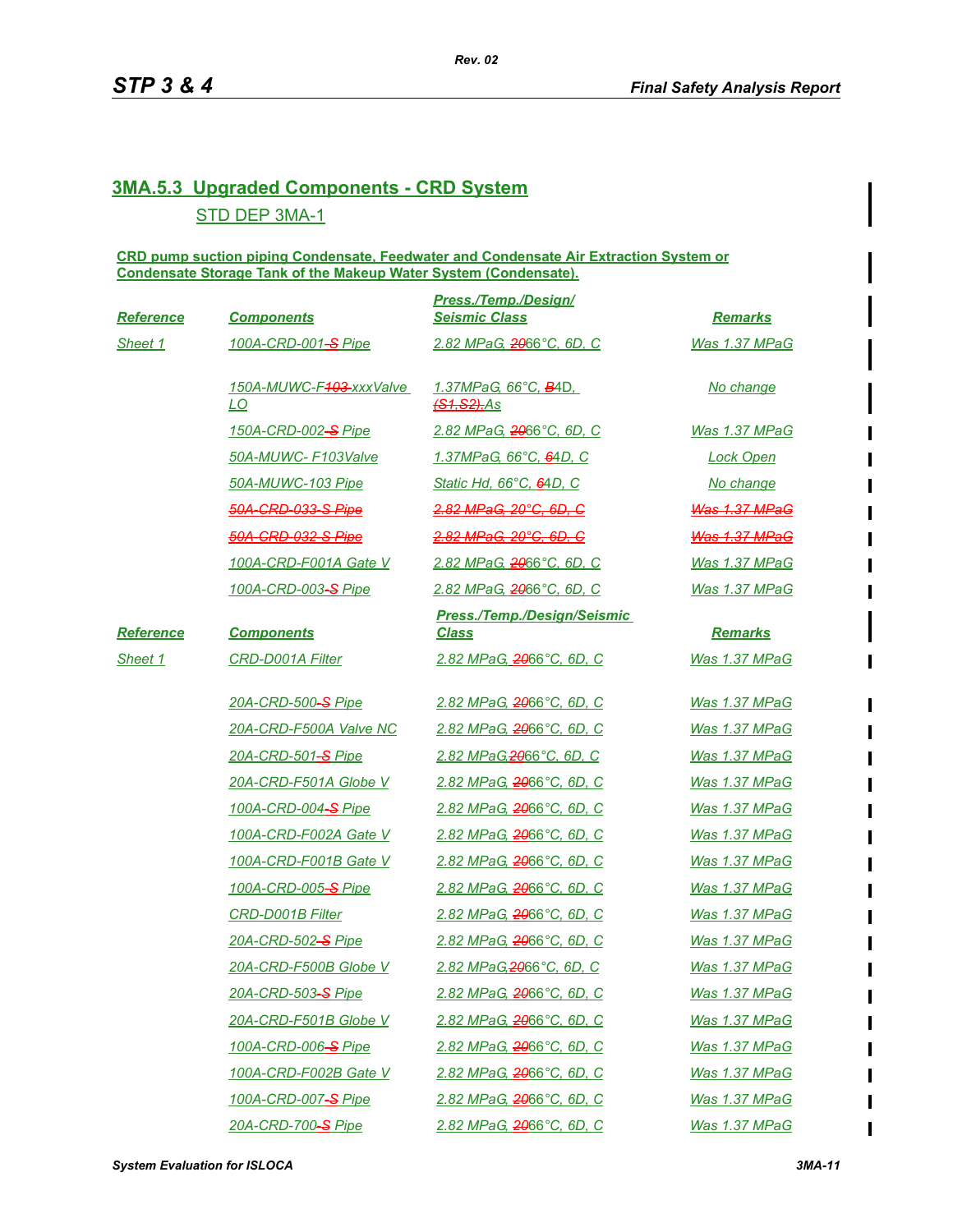## 3MA.5.3 Upgraded Components - CRD System

STD DEP 3MA-1

**CRD pump suction piping Condensate, Feedwater and Condensate Air Extraction System or Condensate Storage Tank of the Makeup Water System (Condensate).**

| Reference | Components | Press./Temp./Design/ Seismic Class | Remarks |
|---|---|---|---|
| Sheet 1 | 100A-CRD-001-S Pipe | 2.82 MPaG, 2066°C, 6D, C | Was 1.37 MPaG |
| | 150A-MUWC-F103-xxxValve LO | 1.37MPaG, 66°C, B4D, (S1,S2),As | No change |
| | 150A-CRD-002-S Pipe | 2.82 MPaG, 2066°C, 6D, C | Was 1.37 MPaG |
| | 50A-MUWC- F103Valve | 1.37MPaG, 66°C, 64D, C | Lock Open |
| | 50A-MUWC-103 Pipe | Static Hd, 66°C, 64D, C | No change |
| | ~~50A-CRD-033-S Pipe~~ | ~~2.82 MPaG, 20°C, 6D, C~~ | ~~Was 1.37 MPaG~~ |
| | ~~50A-CRD-032-S Pipe~~ | ~~2.82 MPaG, 20°C, 6D, C~~ | ~~Was 1.37 MPaG~~ |
| | 100A-CRD-F001A Gate V | 2.82 MPaG, 2066°C, 6D, C | Was 1.37 MPaG |
| | 100A-CRD-003-S Pipe | 2.82 MPaG, 2066°C, 6D, C | Was 1.37 MPaG |

| Reference | Components | Press./Temp./Design/Seismic Class | Remarks |
|---|---|---|---|
| Sheet 1 | CRD-D001A Filter | 2.82 MPaG, 2066°C, 6D, C | Was 1.37 MPaG |
| | 20A-CRD-500-S Pipe | 2.82 MPaG, 2066°C, 6D, C | Was 1.37 MPaG |
| | 20A-CRD-F500A Valve NC | 2.82 MPaG, 2066°C, 6D, C | Was 1.37 MPaG |
| | 20A-CRD-501-S Pipe | 2.82 MPaG,2066°C, 6D, C | Was 1.37 MPaG |
| | 20A-CRD-F501A Globe V | 2.82 MPaG, 2066°C, 6D, C | Was 1.37 MPaG |
| | 100A-CRD-004-S Pipe | 2.82 MPaG, 2066°C, 6D, C | Was 1.37 MPaG |
| | 100A-CRD-F002A Gate V | 2.82 MPaG, 2066°C, 6D, C | Was 1.37 MPaG |
| | 100A-CRD-F001B Gate V | 2.82 MPaG, 2066°C, 6D, C | Was 1.37 MPaG |
| | 100A-CRD-005-S Pipe | 2.82 MPaG, 2066°C, 6D, C | Was 1.37 MPaG |
| | CRD-D001B Filter | 2.82 MPaG, 2066°C, 6D, C | Was 1.37 MPaG |
| | 20A-CRD-502-S Pipe | 2.82 MPaG, 2066°C, 6D, C | Was 1.37 MPaG |
| | 20A-CRD-F500B Globe V | 2.82 MPaG,2066°C, 6D, C | Was 1.37 MPaG |
| | 20A-CRD-503-S Pipe | 2.82 MPaG, 2066°C, 6D, C | Was 1.37 MPaG |
| | 20A-CRD-F501B Globe V | 2.82 MPaG, 2066°C, 6D, C | Was 1.37 MPaG |
| | 100A-CRD-006-S Pipe | 2.82 MPaG, 2066°C, 6D, C | Was 1.37 MPaG |
| | 100A-CRD-F002B Gate V | 2.82 MPaG, 2066°C, 6D, C | Was 1.37 MPaG |
| | 100A-CRD-007-S Pipe | 2.82 MPaG, 2066°C, 6D, C | Was 1.37 MPaG |
| | 20A-CRD-700-S Pipe | 2.82 MPaG, 2066°C, 6D, C | Was 1.37 MPaG |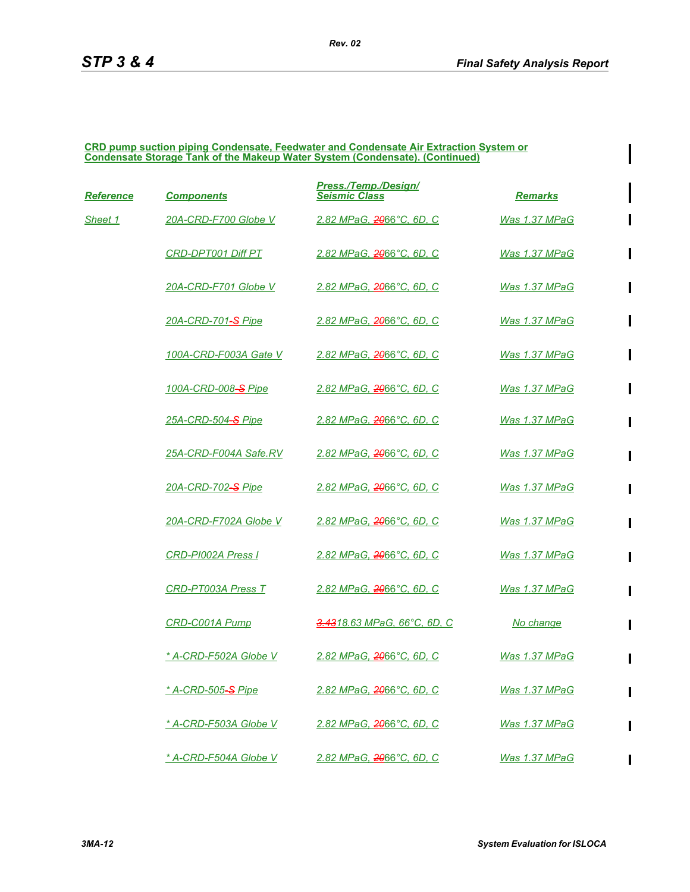**CRD pump suction piping Condensate, Feedwater and Condensate Air Extraction System or Condensate Storage Tank of the Makeup Water System (Condensate). (Continued)**

| Reference | Components | Press./Temp./Design/ Seismic Class | Remarks |
|---|---|---|---|
| Sheet 1 | 20A-CRD-F700 Globe V | 2.82 MPaG, ~~20~~66°C, 6D, C | Was 1.37 MPaG |
| | CRD-DPT001 Diff PT | 2.82 MPaG, ~~20~~66°C, 6D, C | Was 1.37 MPaG |
| | 20A-CRD-F701 Globe V | 2.82 MPaG, ~~20~~66°C, 6D, C | Was 1.37 MPaG |
| | 20A-CRD-701~~-S~~ Pipe | 2.82 MPaG, ~~20~~66°C, 6D, C | Was 1.37 MPaG |
| | 100A-CRD-F003A Gate V | 2.82 MPaG, ~~20~~66°C, 6D, C | Was 1.37 MPaG |
| | 100A-CRD-008~~-S~~ Pipe | 2.82 MPaG, ~~20~~66°C, 6D, C | Was 1.37 MPaG |
| | 25A-CRD-504~~-S~~ Pipe | 2.82 MPaG, ~~20~~66°C, 6D, C | Was 1.37 MPaG |
| | 25A-CRD-F004A Safe.RV | 2.82 MPaG, ~~20~~66°C, 6D, C | Was 1.37 MPaG |
| | 20A-CRD-702~~-S~~ Pipe | 2.82 MPaG, ~~20~~66°C, 6D, C | Was 1.37 MPaG |
| | 20A-CRD-F702A Globe V | 2.82 MPaG, ~~20~~66°C, 6D, C | Was 1.37 MPaG |
| | CRD-PI002A Press I | 2.82 MPaG, ~~20~~66°C, 6D, C | Was 1.37 MPaG |
| | CRD-PT003A Press T | 2.82 MPaG, ~~20~~66°C, 6D, C | Was 1.37 MPaG |
| | CRD-C001A Pump | ~~3.43~~18.63 MPaG, 66°C, 6D, C | No change |
| | * A-CRD-F502A Globe V | 2.82 MPaG, ~~20~~66°C, 6D, C | Was 1.37 MPaG |
| | * A-CRD-505~~-S~~ Pipe | 2.82 MPaG, ~~20~~66°C, 6D, C | Was 1.37 MPaG |
| | * A-CRD-F503A Globe V | 2.82 MPaG, ~~20~~66°C, 6D, C | Was 1.37 MPaG |
| | * A-CRD-F504A Globe V | 2.82 MPaG, ~~20~~66°C, 6D, C | Was 1.37 MPaG |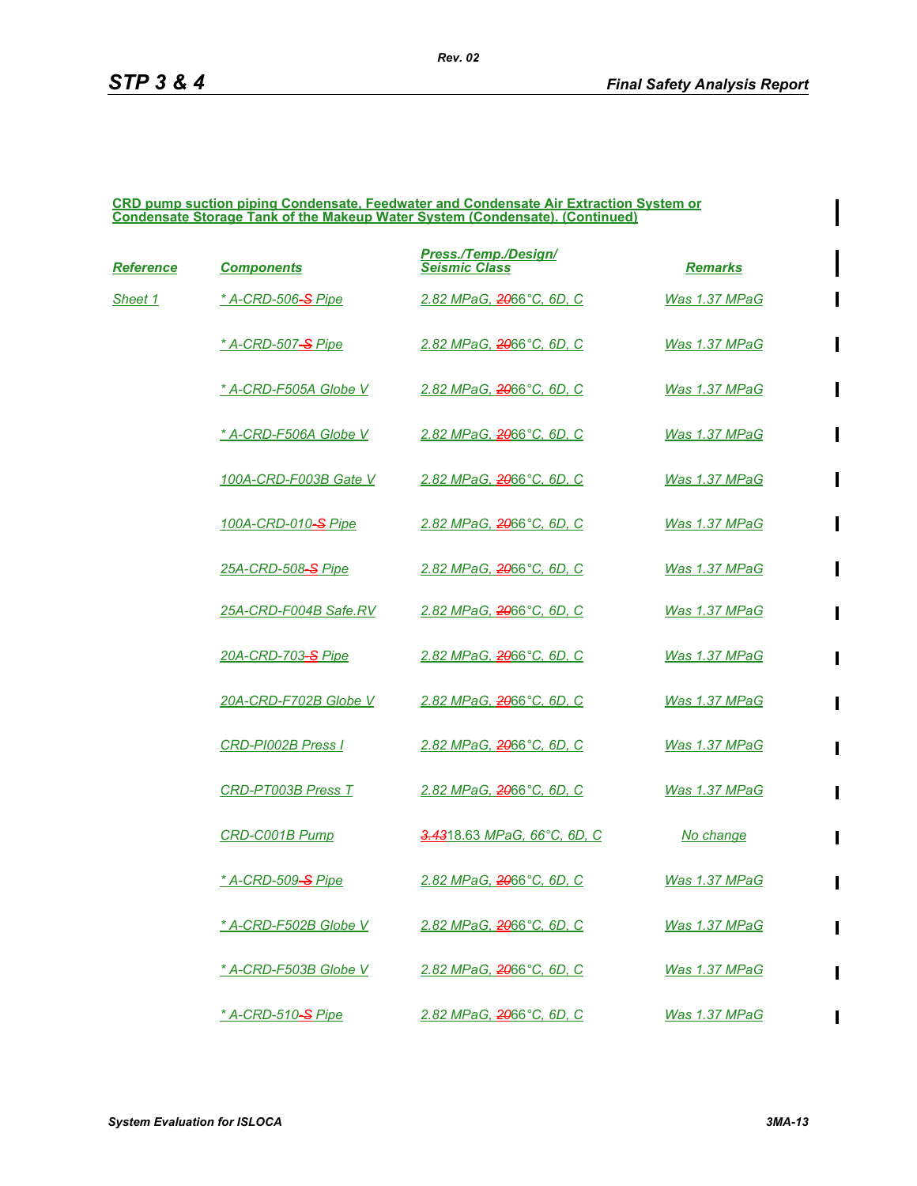**CRD pump suction piping Condensate, Feedwater and Condensate Air Extraction System or Condensate Storage Tank of the Makeup Water System (Condensate). (Continued)**

| *Reference* | *Components* | *Press./Temp./Design/ Seismic Class* | *Remarks* |
|---|---|---|---|
| *Sheet 1* | ** A-CRD-506-S Pipe* | *2.82 MPaG, 2066°C, 6D, C* | *Was 1.37 MPaG* |
| | ** A-CRD-507-S Pipe* | *2.82 MPaG, 2066°C, 6D, C* | *Was 1.37 MPaG* |
| | ** A-CRD-F505A Globe V* | *2.82 MPaG, 2066°C, 6D, C* | *Was 1.37 MPaG* |
| | ** A-CRD-F506A Globe V* | *2.82 MPaG, 2066°C, 6D, C* | *Was 1.37 MPaG* |
| | *100A-CRD-F003B Gate V* | *2.82 MPaG, 2066°C, 6D, C* | *Was 1.37 MPaG* |
| | *100A-CRD-010-S Pipe* | *2.82 MPaG, 2066°C, 6D, C* | *Was 1.37 MPaG* |
| | *25A-CRD-508-S Pipe* | *2.82 MPaG, 2066°C, 6D, C* | *Was 1.37 MPaG* |
| | *25A-CRD-F004B Safe.RV* | *2.82 MPaG, 2066°C, 6D, C* | *Was 1.37 MPaG* |
| | *20A-CRD-703-S Pipe* | *2.82 MPaG, 2066°C, 6D, C* | *Was 1.37 MPaG* |
| | *20A-CRD-F702B Globe V* | *2.82 MPaG, 2066°C, 6D, C* | *Was 1.37 MPaG* |
| | *CRD-PI002B Press I* | *2.82 MPaG, 2066°C, 6D, C* | *Was 1.37 MPaG* |
| | *CRD-PT003B Press T* | *2.82 MPaG, 2066°C, 6D, C* | *Was 1.37 MPaG* |
| | *CRD-C001B Pump* | *3.4318.63 MPaG, 66°C, 6D, C* | *No change* |
| | ** A-CRD-509-S Pipe* | *2.82 MPaG, 2066°C, 6D, C* | *Was 1.37 MPaG* |
| | ** A-CRD-F502B Globe V* | *2.82 MPaG, 2066°C, 6D, C* | *Was 1.37 MPaG* |
| | ** A-CRD-F503B Globe V* | *2.82 MPaG, 2066°C, 6D, C* | *Was 1.37 MPaG* |
| | ** A-CRD-510-S Pipe* | *2.82 MPaG, 2066°C, 6D, C* | *Was 1.37 MPaG* |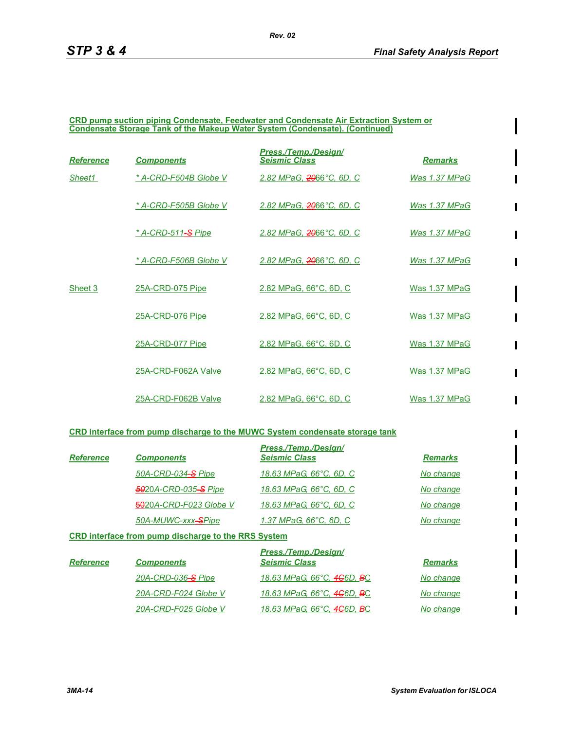**CRD pump suction piping Condensate, Feedwater and Condensate Air Extraction System or Condensate Storage Tank of the Makeup Water System (Condensate). (Continued)**

| Reference | Components | Press./Temp./Design/ Seismic Class | Remarks |
|---|---|---|---|
| Sheet1 | * A-CRD-F504B Globe V | 2.82 MPaG, 2066°C, 6D, C | Was 1.37 MPaG |
| | * A-CRD-F505B Globe V | 2.82 MPaG, 2066°C, 6D, C | Was 1.37 MPaG |
| | * A-CRD-511-S Pipe | 2.82 MPaG, 2066°C, 6D, C | Was 1.37 MPaG |
| | * A-CRD-F506B Globe V | 2.82 MPaG, 2066°C, 6D, C | Was 1.37 MPaG |
| Sheet 3 | 25A-CRD-075 Pipe | 2.82 MPaG, 66°C, 6D, C | Was 1.37 MPaG |
| | 25A-CRD-076 Pipe | 2.82 MPaG, 66°C, 6D, C | Was 1.37 MPaG |
| | 25A-CRD-077 Pipe | 2.82 MPaG, 66°C, 6D, C | Was 1.37 MPaG |
| | 25A-CRD-F062A Valve | 2.82 MPaG, 66°C, 6D, C | Was 1.37 MPaG |
| | 25A-CRD-F062B Valve | 2.82 MPaG, 66°C, 6D, C | Was 1.37 MPaG |

**CRD interface from pump discharge to the MUWC System condensate storage tank**

| Reference | Components | Press./Temp./Design/ Seismic Class | Remarks |
|---|---|---|---|
| | 50A-CRD-034-S Pipe | 18.63 MPaG, 66°C, 6D, C | No change |
| | 5020A-CRD-035-S Pipe | 18.63 MPaG, 66°C, 6D, C | No change |
| | 5020A-CRD-F023 Globe V | 18.63 MPaG, 66°C, 6D, C | No change |
| | 50A-MUWC-xxx-SPipe | 1.37 MPaG, 66°C, 6D, C | No change |

**CRD interface from pump discharge to the RRS System**

| Reference | Components | Press./Temp./Design/ Seismic Class | Remarks |
|---|---|---|---|
| | 20A-CRD-036-S Pipe | 18.63 MPaG, 66°C, 4C6D, BC | No change |
| | 20A-CRD-F024 Globe V | 18.63 MPaG, 66°C, 4C6D, BC | No change |
| | 20A-CRD-F025 Globe V | 18.63 MPaG, 66°C, 4C6D, BC | No change |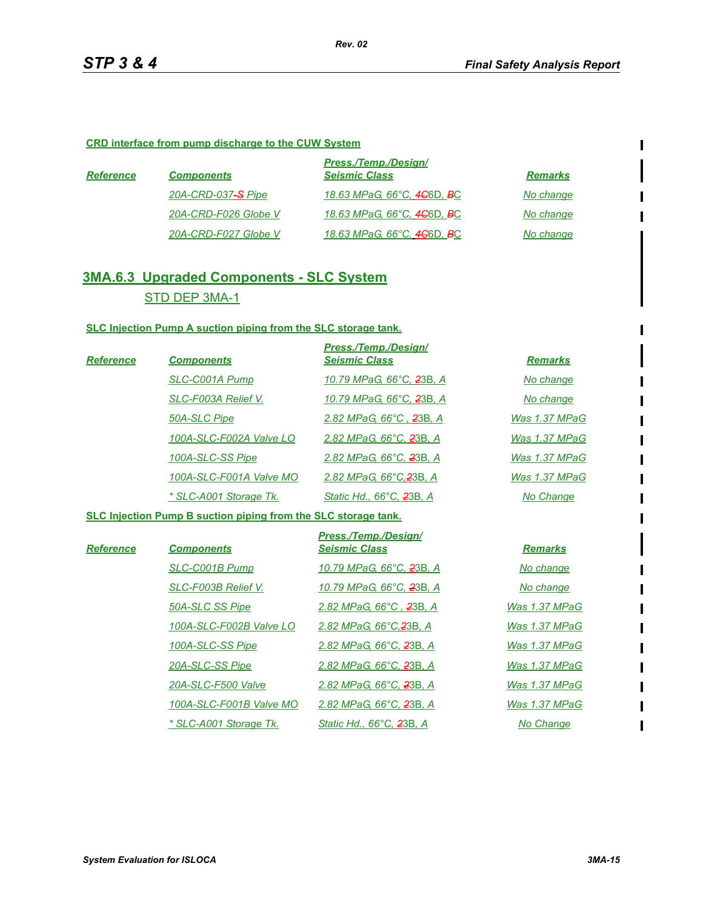**CRD interface from pump discharge to the CUW System**

| *Reference* | *Components* | *Press./Temp./Design/ Seismic Class* | *Remarks* |
|---|---|---|---|
| | *20A-CRD-037~~-S~~ Pipe* | *18.63 MPaG, 66°C, ~~4C~~6D, ~~B~~C* | *No change* |
| | *20A-CRD-F026 Globe V* | *18.63 MPaG, 66°C, ~~4C~~6D, ~~B~~C* | *No change* |
| | *20A-CRD-F027 Globe V* | *18.63 MPaG, 66°C, ~~4C~~6D, ~~B~~C* | *No change* |

## 3MA.6.3 Upgraded Components - SLC System

STD DEP 3MA-1

**SLC Injection Pump A suction piping from the SLC storage tank.**

| *Reference* | *Components* | *Press./Temp./Design/ Seismic Class* | *Remarks* |
|---|---|---|---|
| | *SLC-C001A Pump* | *10.79 MPaG, 66°C, ~~2~~3B, A* | *No change* |
| | *SLC-F003A Relief V.* | *10.79 MPaG, 66°C, ~~2~~3B, A* | *No change* |
| | *50A-SLC Pipe* | *2.82 MPaG, 66°C , ~~2~~3B, A* | *Was 1.37 MPaG* |
| | *100A-SLC-F002A Valve LO* | *2.82 MPaG, 66°C, ~~2~~3B, A* | *Was 1.37 MPaG* |
| | *100A-SLC-SS Pipe* | *2.82 MPaG, 66°C, ~~2~~3B, A* | *Was 1.37 MPaG* |
| | *100A-SLC-F001A Valve MO* | *2.82 MPaG, 66°C,~~2~~3B, A* | *Was 1.37 MPaG* |
| | ** SLC-A001 Storage Tk.* | *Static Hd., 66°C, ~~2~~3B, A* | *No Change* |

**SLC Injection Pump B suction piping from the SLC storage tank.**

| *Reference* | *Components* | *Press./Temp./Design/ Seismic Class* | *Remarks* |
|---|---|---|---|
| | *SLC-C001B Pump* | *10.79 MPaG, 66°C, ~~2~~3B, A* | *No change* |
| | *SLC-F003B Relief V.* | *10.79 MPaG, 66°C, ~~2~~3B, A* | *No change* |
| | *50A-SLC SS Pipe* | *2.82 MPaG, 66°C , ~~2~~3B, A* | *Was 1.37 MPaG* |
| | *100A-SLC-F002B Valve LO* | *2.82 MPaG, 66°C,~~2~~3B, A* | *Was 1.37 MPaG* |
| | *100A-SLC-SS Pipe* | *2.82 MPaG, 66°C, ~~2~~3B, A* | *Was 1.37 MPaG* |
| | *20A-SLC-SS Pipe* | *2.82 MPaG, 66°C, ~~2~~3B, A* | *Was 1.37 MPaG* |
| | *20A-SLC-F500 Valve* | *2.82 MPaG, 66°C, ~~2~~3B, A* | *Was 1.37 MPaG* |
| | *100A-SLC-F001B Valve MO* | *2.82 MPaG, 66°C, ~~2~~3B, A* | *Was 1.37 MPaG* |
| | ** SLC-A001 Storage Tk.* | *Static Hd., 66°C, ~~2~~3B, A* | *No Change* |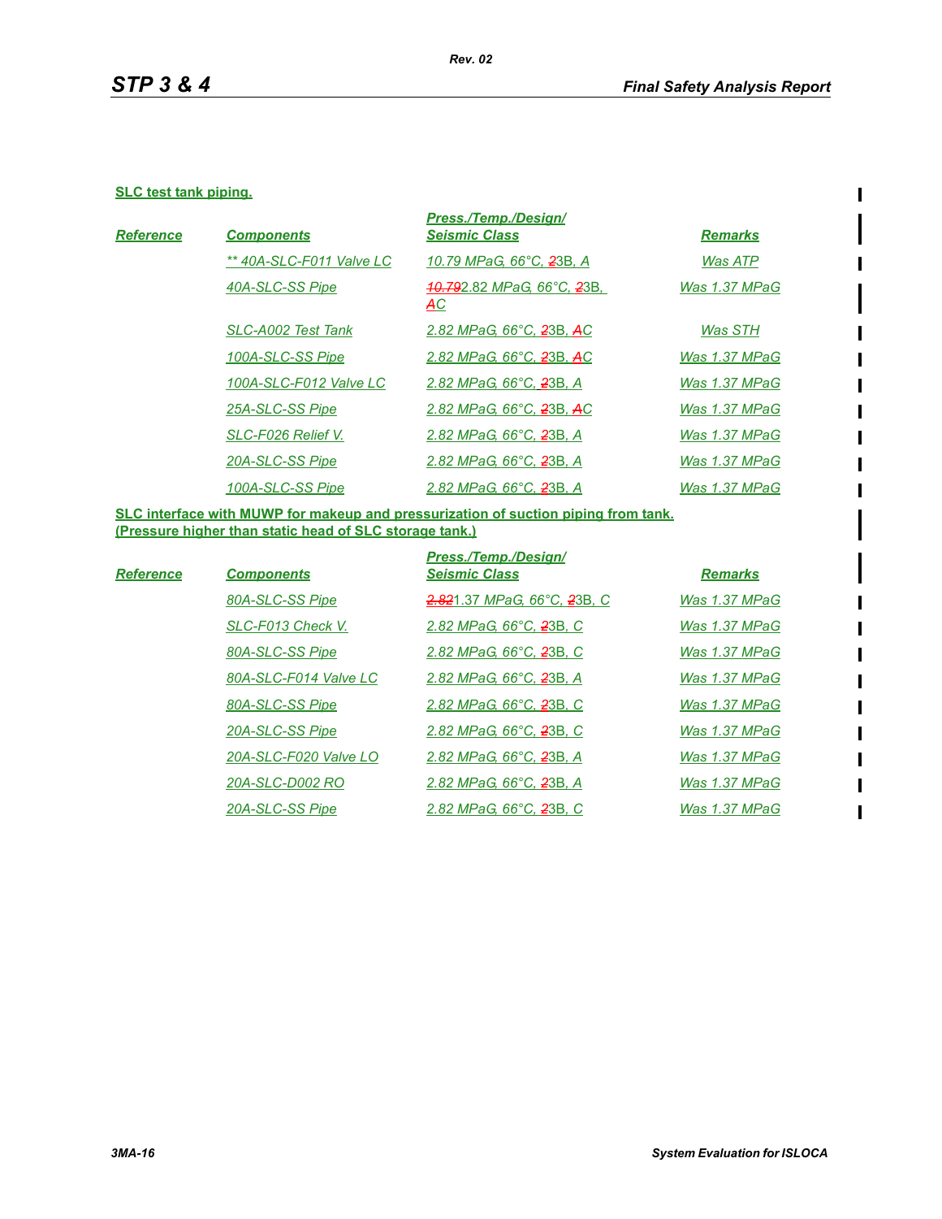**SLC test tank piping.**

| Reference | Components | Press./Temp./Design/ Seismic Class | Remarks |
|---|---|---|---|
| | ** 40A-SLC-F011 Valve LC | 10.79 MPaG, 66°C, 23B, A | Was ATP |
| | 40A-SLC-SS Pipe | ~~10.79~~2.82 MPaG, 66°C, ~~2~~3B, ~~A~~C | Was 1.37 MPaG |
| | SLC-A002 Test Tank | 2.82 MPaG, 66°C, ~~2~~3B, ~~A~~C | Was STH |
| | 100A-SLC-SS Pipe | 2.82 MPaG, 66°C, ~~2~~3B, ~~A~~C | Was 1.37 MPaG |
| | 100A-SLC-F012 Valve LC | 2.82 MPaG, 66°C, ~~2~~3B, A | Was 1.37 MPaG |
| | 25A-SLC-SS Pipe | 2.82 MPaG, 66°C, ~~2~~3B, ~~A~~C | Was 1.37 MPaG |
| | SLC-F026 Relief V. | 2.82 MPaG, 66°C, ~~2~~3B, A | Was 1.37 MPaG |
| | 20A-SLC-SS Pipe | 2.82 MPaG, 66°C, ~~2~~3B, A | Was 1.37 MPaG |
| | 100A-SLC-SS Pipe | 2.82 MPaG, 66°C, ~~2~~3B, A | Was 1.37 MPaG |

**SLC interface with MUWP for makeup and pressurization of suction piping from tank. (Pressure higher than static head of SLC storage tank.)**

| Reference | Components | Press./Temp./Design/ Seismic Class | Remarks |
|---|---|---|---|
| | 80A-SLC-SS Pipe | ~~2.82~~1.37 MPaG, 66°C, ~~2~~3B, C | Was 1.37 MPaG |
| | SLC-F013 Check V. | 2.82 MPaG, 66°C, ~~2~~3B, C | Was 1.37 MPaG |
| | 80A-SLC-SS Pipe | 2.82 MPaG, 66°C, ~~2~~3B, C | Was 1.37 MPaG |
| | 80A-SLC-F014 Valve LC | 2.82 MPaG, 66°C, ~~2~~3B, A | Was 1.37 MPaG |
| | 80A-SLC-SS Pipe | 2.82 MPaG, 66°C, ~~2~~3B, C | Was 1.37 MPaG |
| | 20A-SLC-SS Pipe | 2.82 MPaG, 66°C, ~~2~~3B, C | Was 1.37 MPaG |
| | 20A-SLC-F020 Valve LO | 2.82 MPaG, 66°C, ~~2~~3B, A | Was 1.37 MPaG |
| | 20A-SLC-D002 RO | 2.82 MPaG, 66°C, ~~2~~3B, A | Was 1.37 MPaG |
| | 20A-SLC-SS Pipe | 2.82 MPaG, 66°C, ~~2~~3B, C | Was 1.37 MPaG |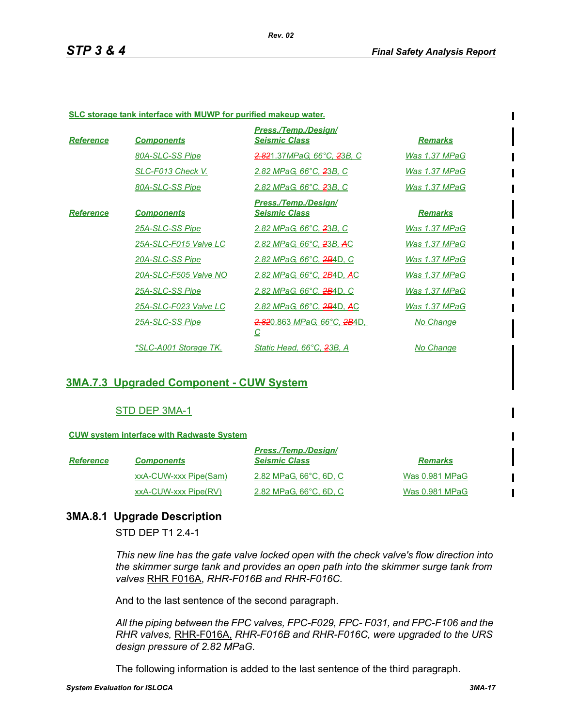**SLC storage tank interface with MUWP for purified makeup water.**

| *Reference* | *Components* | *Press./Temp./Design/ Seismic Class* | *Remarks* |
|---|---|---|---|
| | *80A-SLC-SS Pipe* | ~~*2.82*~~*1.37MPaG, 66°C, ~~2~~3B, C* | *Was 1.37 MPaG* |
| | *SLC-F013 Check V.* | *2.82 MPaG, 66°C, ~~2~~3B, C* | *Was 1.37 MPaG* |
| | *80A-SLC-SS Pipe* | *2.82 MPaG, 66°C, ~~2~~3B, C* | *Was 1.37 MPaG* |

| *Reference* | *Components* | *Press./Temp./Design/ Seismic Class* | *Remarks* |
|---|---|---|---|
| | *25A-SLC-SS Pipe* | *2.82 MPaG, 66°C, ~~2~~3B, C* | *Was 1.37 MPaG* |
| | *25A-SLC-F015 Valve LC* | *2.82 MPaG, 66°C, ~~2~~3B, ~~A~~C* | *Was 1.37 MPaG* |
| | *20A-SLC-SS Pipe* | *2.82 MPaG, 66°C, ~~2B~~4D, C* | *Was 1.37 MPaG* |
| | *20A-SLC-F505 Valve NO* | *2.82 MPaG, 66°C, ~~2B~~4D, ~~A~~C* | *Was 1.37 MPaG* |
| | *25A-SLC-SS Pipe* | *2.82 MPaG, 66°C, ~~2B~~4D, C* | *Was 1.37 MPaG* |
| | *25A-SLC-F023 Valve LC* | *2.82 MPaG, 66°C, ~~2B~~4D, ~~A~~C* | *Was 1.37 MPaG* |
| | *25A-SLC-SS Pipe* | ~~*2.82*~~*0.863 MPaG, 66°C, ~~2B~~4D, C* | *No Change* |
| | *\*SLC-A001 Storage TK.* | *Static Head, 66°C, ~~2~~3B, A* | *No Change* |

## 3MA.7.3 Upgraded Component - CUW System

STD DEP 3MA-1

**CUW system interface with Radwaste System**

| *Reference* | *Components* | *Press./Temp./Design/ Seismic Class* | *Remarks* |
|---|---|---|---|
| | xxA-CUW-xxx Pipe(Sam) | 2.82 MPaG, 66°C, 6D, C | Was 0.981 MPaG |
| | xxA-CUW-xxx Pipe(RV) | 2.82 MPaG, 66°C, 6D, C | Was 0.981 MPaG |

## 3MA.8.1 Upgrade Description

STD DEP T1 2.4-1

*This new line has the gate valve locked open with the check valve's flow direction into the skimmer surge tank and provides an open path into the skimmer surge tank from valves* RHR F016A*, RHR-F016B and RHR-F016C.*

And to the last sentence of the second paragraph.

*All the piping between the FPC valves, FPC-F029, FPC- F031, and FPC-F106 and the RHR valves,* RHR-F016A, *RHR-F016B and RHR-F016C, were upgraded to the URS design pressure of 2.82 MPaG.*

The following information is added to the last sentence of the third paragraph.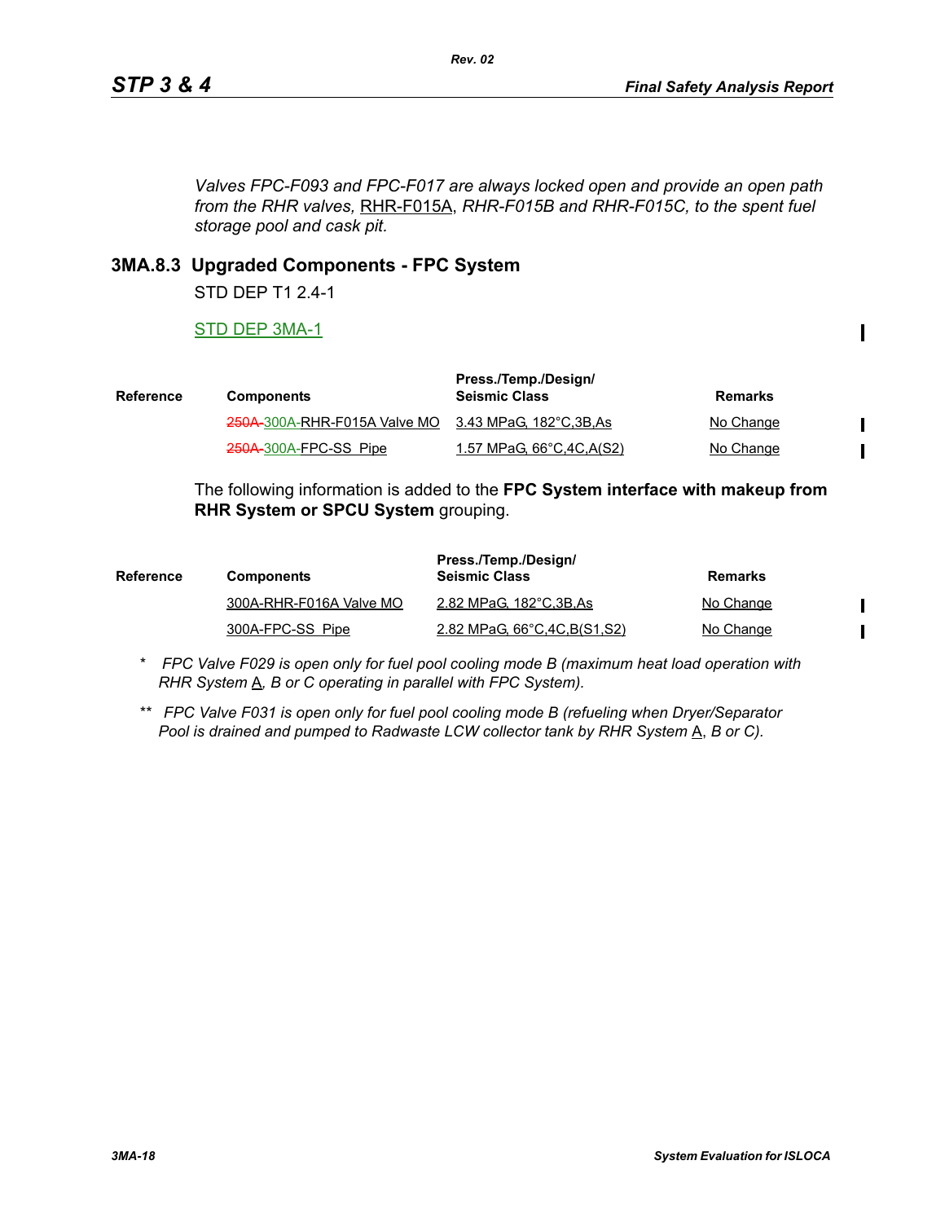*Valves FPC-F093 and FPC-F017 are always locked open and provide an open path from the RHR valves,* RHR-F015A, *RHR-F015B and RHR-F015C, to the spent fuel storage pool and cask pit.*

### 3MA.8.3 Upgraded Components - FPC System

STD DEP T1 2.4-1

STD DEP 3MA-1

| Reference | Components | Press./Temp./Design/ Seismic Class | Remarks |
|---|---|---|---|
| | ~~250A-~~300A-RHR-F015A Valve MO | 3.43 MPaG, 182°C,3B,As | No Change |
| | ~~250A-~~300A-FPC-SS Pipe | 1.57 MPaG, 66°C,4C,A(S2) | No Change |

The following information is added to the **FPC System interface with makeup from RHR System or SPCU System** grouping.

| Reference | Components | Press./Temp./Design/ Seismic Class | Remarks |
|---|---|---|---|
| | 300A-RHR-F016A Valve MO | 2.82 MPaG, 182°C,3B,As | No Change |
| | 300A-FPC-SS Pipe | 2.82 MPaG, 66°C,4C,B(S1,S2) | No Change |

\* *FPC Valve F029 is open only for fuel pool cooling mode B (maximum heat load operation with RHR System* A*, B or C operating in parallel with FPC System).*

\*\* *FPC Valve F031 is open only for fuel pool cooling mode B (refueling when Dryer/Separator Pool is drained and pumped to Radwaste LCW collector tank by RHR System* A*, B or C).*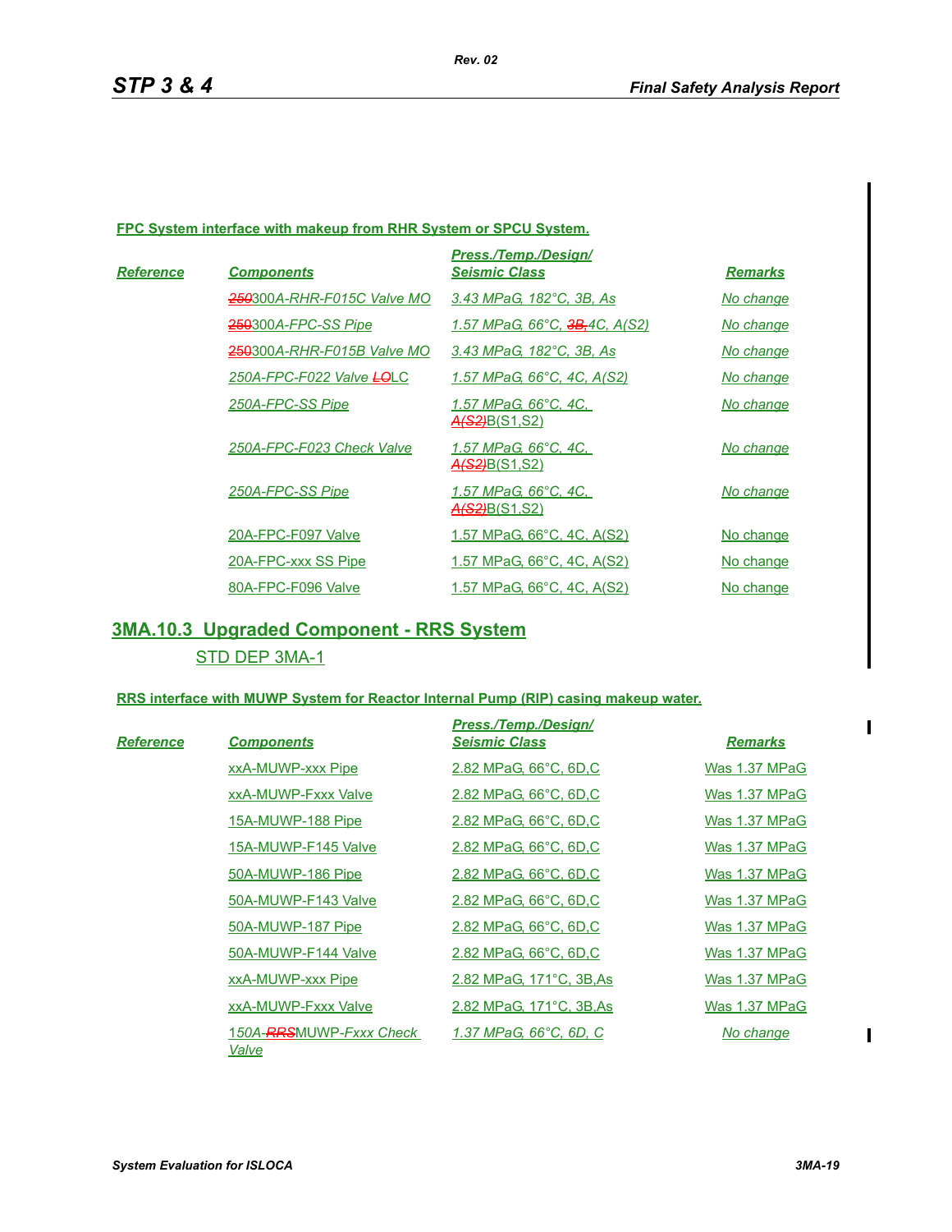**FPC System interface with makeup from RHR System or SPCU System.**

| *Reference* | *Components* | *Press./Temp./Design/ Seismic Class* | *Remarks* |
|---|---|---|---|
| | ~~250~~300A-RHR-F015C Valve MO | 3.43 MPaG, 182°C, 3B, As | No change |
| | ~~250~~300A-FPC-SS Pipe | 1.57 MPaG, 66°C, ~~3B,~~ 4C, A(S2) | No change |
| | ~~250~~300A-RHR-F015B Valve MO | 3.43 MPaG, 182°C, 3B, As | No change |
| | 250A-FPC-F022 Valve ~~LO~~LC | 1.57 MPaG, 66°C, 4C, A(S2) | No change |
| | 250A-FPC-SS Pipe | 1.57 MPaG, 66°C, 4C, ~~A(S2)~~B(S1,S2) | No change |
| | 250A-FPC-F023 Check Valve | 1.57 MPaG, 66°C, 4C, ~~A(S2)~~B(S1,S2) | No change |
| | 250A-FPC-SS Pipe | 1.57 MPaG, 66°C, 4C, ~~A(S2)~~B(S1,S2) | No change |
| | 20A-FPC-F097 Valve | 1.57 MPaG, 66°C, 4C, A(S2) | No change |
| | 20A-FPC-xxx SS Pipe | 1.57 MPaG, 66°C, 4C, A(S2) | No change |
| | 80A-FPC-F096 Valve | 1.57 MPaG, 66°C, 4C, A(S2) | No change |

## 3MA.10.3 Upgraded Component - RRS System

STD DEP 3MA-1

**RRS interface with MUWP System for Reactor Internal Pump (RIP) casing makeup water.**

| *Reference* | *Components* | *Press./Temp./Design/ Seismic Class* | *Remarks* |
|---|---|---|---|
| | xxA-MUWP-xxx Pipe | 2.82 MPaG, 66°C, 6D,C | Was 1.37 MPaG |
| | xxA-MUWP-Fxxx Valve | 2.82 MPaG, 66°C, 6D,C | Was 1.37 MPaG |
| | 15A-MUWP-188 Pipe | 2.82 MPaG, 66°C, 6D,C | Was 1.37 MPaG |
| | 15A-MUWP-F145 Valve | 2.82 MPaG, 66°C, 6D,C | Was 1.37 MPaG |
| | 50A-MUWP-186 Pipe | 2.82 MPaG, 66°C, 6D,C | Was 1.37 MPaG |
| | 50A-MUWP-F143 Valve | 2.82 MPaG, 66°C, 6D,C | Was 1.37 MPaG |
| | 50A-MUWP-187 Pipe | 2.82 MPaG, 66°C, 6D,C | Was 1.37 MPaG |
| | 50A-MUWP-F144 Valve | 2.82 MPaG, 66°C, 6D,C | Was 1.37 MPaG |
| | xxA-MUWP-xxx Pipe | 2.82 MPaG, 171°C, 3B,As | Was 1.37 MPaG |
| | xxA-MUWP-Fxxx Valve | 2.82 MPaG, 171°C, 3B,As | Was 1.37 MPaG |
| | 150A-~~RRS~~MUWP-Fxxx Check Valve | 1.37 MPaG, 66°C, 6D, C | No change |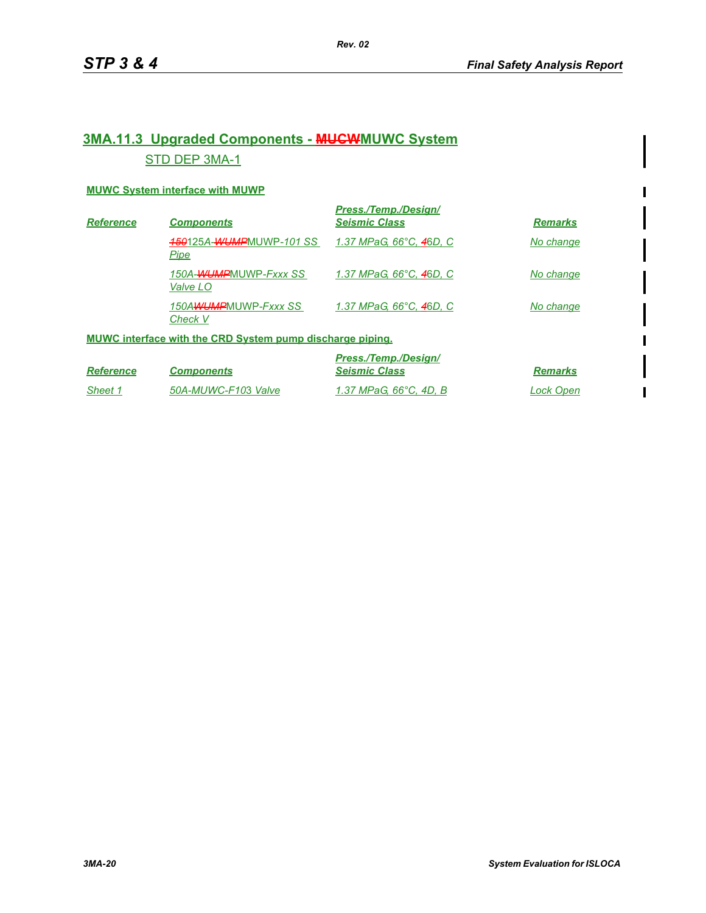## 3MA.11.3 Upgraded Components - ~~MUCW~~MUWC System

STD DEP 3MA-1

**MUWC System interface with MUWP**

| Reference | Components | Press./Temp./Design/ Seismic Class | Remarks |
|---|---|---|---|
| | ~~150~~125A-~~WUMP~~MUWP-101 SS Pipe | 1.37 MPaG, 66°C, ~~4~~6D, C | No change |
| | 150A-~~WUMP~~MUWP-Fxxx SS Valve LO | 1.37 MPaG, 66°C, ~~4~~6D, C | No change |
| | 150A~~WUMP~~MUWP-Fxxx SS Check V | 1.37 MPaG, 66°C, ~~4~~6D, C | No change |

**MUWC interface with the CRD System pump discharge piping.**

| Reference | Components | Press./Temp./Design/ Seismic Class | Remarks |
|---|---|---|---|
| Sheet 1 | 50A-MUWC-F103 Valve | 1.37 MPaG, 66°C, 4D, B | Lock Open |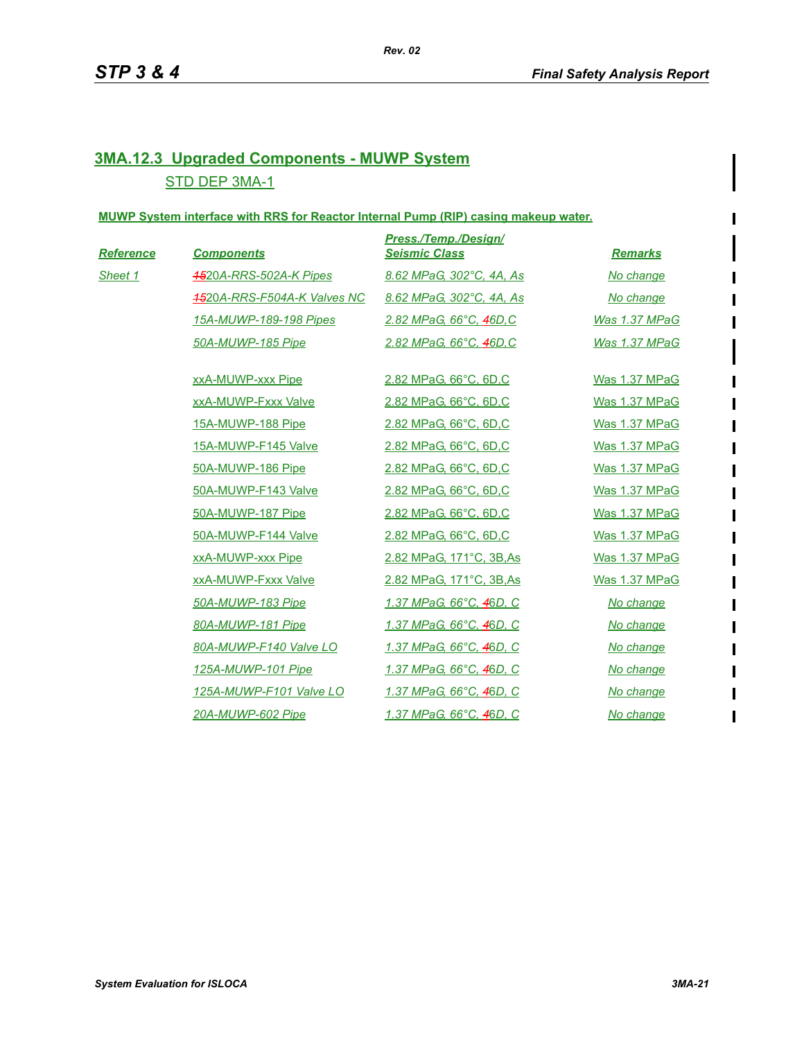## 3MA.12.3 Upgraded Components - MUWP System

STD DEP 3MA-1

**MUWP System interface with RRS for Reactor Internal Pump (RIP) casing makeup water.**

| Reference | Components | Press./Temp./Design/ Seismic Class | Remarks |
|---|---|---|---|
| Sheet 1 | ~~15~~20A-RRS-502A-K Pipes | 8.62 MPaG, 302°C, 4A, As | No change |
| | ~~15~~20A-RRS-F504A-K Valves NC | 8.62 MPaG, 302°C, 4A, As | No change |
| | 15A-MUWP-189-198 Pipes | 2.82 MPaG, 66°C, ~~4~~6D,C | Was 1.37 MPaG |
| | 50A-MUWP-185 Pipe | 2.82 MPaG, 66°C, ~~4~~6D,C | Was 1.37 MPaG |
| | xxA-MUWP-xxx Pipe | 2.82 MPaG, 66°C, 6D,C | Was 1.37 MPaG |
| | xxA-MUWP-Fxxx Valve | 2.82 MPaG, 66°C, 6D,C | Was 1.37 MPaG |
| | 15A-MUWP-188 Pipe | 2.82 MPaG, 66°C, 6D,C | Was 1.37 MPaG |
| | 15A-MUWP-F145 Valve | 2.82 MPaG, 66°C, 6D,C | Was 1.37 MPaG |
| | 50A-MUWP-186 Pipe | 2.82 MPaG, 66°C, 6D,C | Was 1.37 MPaG |
| | 50A-MUWP-F143 Valve | 2.82 MPaG, 66°C, 6D,C | Was 1.37 MPaG |
| | 50A-MUWP-187 Pipe | 2.82 MPaG, 66°C, 6D,C | Was 1.37 MPaG |
| | 50A-MUWP-F144 Valve | 2.82 MPaG, 66°C, 6D,C | Was 1.37 MPaG |
| | xxA-MUWP-xxx Pipe | 2.82 MPaG, 171°C, 3B,As | Was 1.37 MPaG |
| | xxA-MUWP-Fxxx Valve | 2.82 MPaG, 171°C, 3B,As | Was 1.37 MPaG |
| | 50A-MUWP-183 Pipe | 1.37 MPaG, 66°C, ~~4~~6D, C | No change |
| | 80A-MUWP-181 Pipe | 1.37 MPaG, 66°C, ~~4~~6D, C | No change |
| | 80A-MUWP-F140 Valve LO | 1.37 MPaG, 66°C, ~~4~~6D, C | No change |
| | 125A-MUWP-101 Pipe | 1.37 MPaG, 66°C, ~~4~~6D, C | No change |
| | 125A-MUWP-F101 Valve LO | 1.37 MPaG, 66°C, ~~4~~6D, C | No change |
| | 20A-MUWP-602 Pipe | 1.37 MPaG, 66°C, ~~4~~6D, C | No change |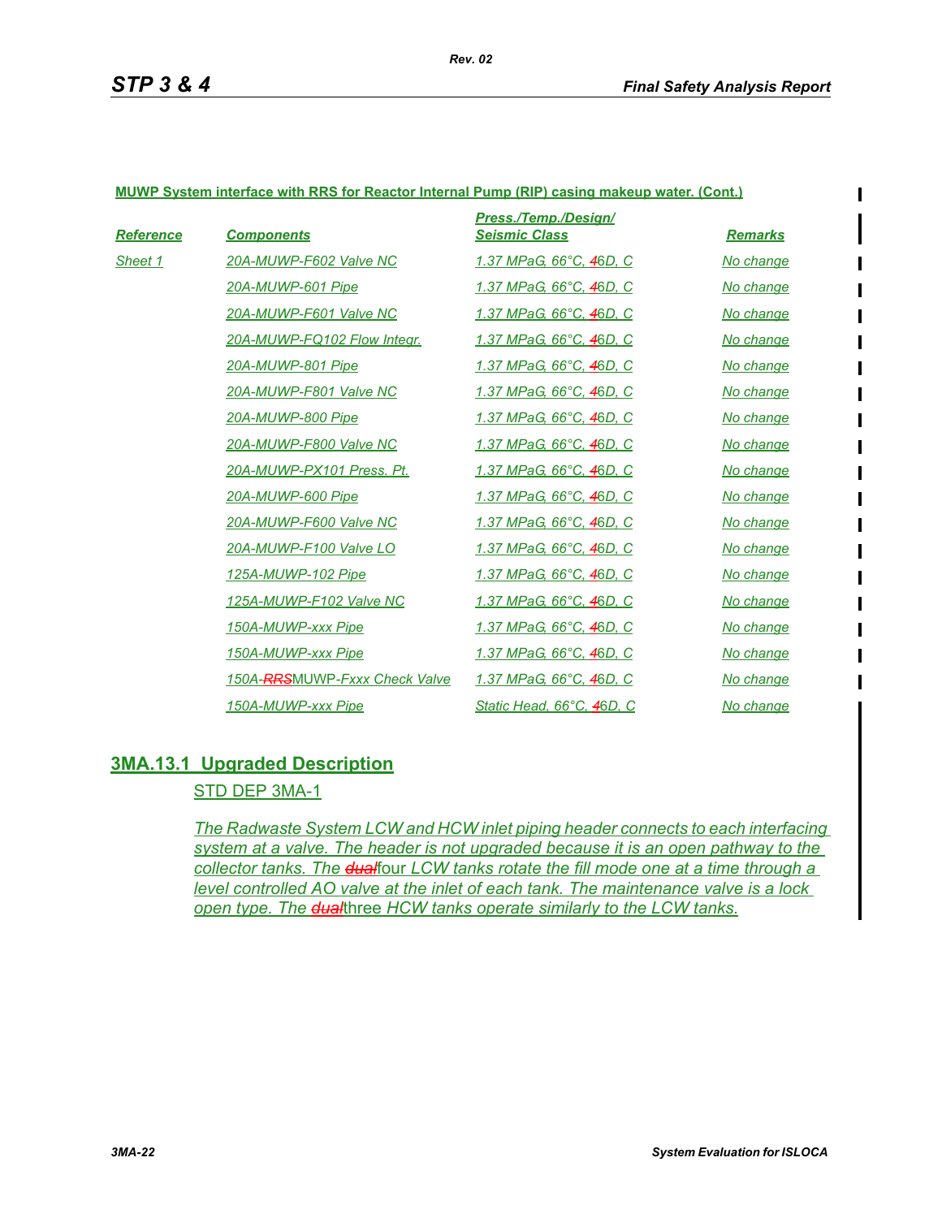**MUWP System interface with RRS for Reactor Internal Pump (RIP) casing makeup water. (Cont.)**

| *Reference* | *Components* | *Press./Temp./Design/ Seismic Class* | *Remarks* |
|---|---|---|---|
| *Sheet 1* | *20A-MUWP-F602 Valve NC* | *1.37 MPaG, 66°C, ~~4~~6D, C* | *No change* |
| | *20A-MUWP-601 Pipe* | *1.37 MPaG, 66°C, ~~4~~6D, C* | *No change* |
| | *20A-MUWP-F601 Valve NC* | *1.37 MPaG, 66°C, ~~4~~6D, C* | *No change* |
| | *20A-MUWP-FQ102 Flow Integr.* | *1.37 MPaG, 66°C, ~~4~~6D, C* | *No change* |
| | *20A-MUWP-801 Pipe* | *1.37 MPaG, 66°C, ~~4~~6D, C* | *No change* |
| | *20A-MUWP-F801 Valve NC* | *1.37 MPaG, 66°C, ~~4~~6D, C* | *No change* |
| | *20A-MUWP-800 Pipe* | *1.37 MPaG, 66°C, ~~4~~6D, C* | *No change* |
| | *20A-MUWP-F800 Valve NC* | *1.37 MPaG, 66°C, ~~4~~6D, C* | *No change* |
| | *20A-MUWP-PX101 Press. Pt.* | *1.37 MPaG, 66°C, ~~4~~6D, C* | *No change* |
| | *20A-MUWP-600 Pipe* | *1.37 MPaG, 66°C, ~~4~~6D, C* | *No change* |
| | *20A-MUWP-F600 Valve NC* | *1.37 MPaG, 66°C, ~~4~~6D, C* | *No change* |
| | *20A-MUWP-F100 Valve LO* | *1.37 MPaG, 66°C, ~~4~~6D, C* | *No change* |
| | *125A-MUWP-102 Pipe* | *1.37 MPaG, 66°C, ~~4~~6D, C* | *No change* |
| | *125A-MUWP-F102 Valve NC* | *1.37 MPaG, 66°C, ~~4~~6D, C* | *No change* |
| | *150A-MUWP-xxx Pipe* | *1.37 MPaG, 66°C, ~~4~~6D, C* | *No change* |
| | *150A-MUWP-xxx Pipe* | *1.37 MPaG, 66°C, ~~4~~6D, C* | *No change* |
| | *150A-~~RRS~~MUWP-Fxxx Check Valve* | *1.37 MPaG, 66°C, ~~4~~6D, C* | *No change* |
| | *150A-MUWP-xxx Pipe* | *Static Head, 66°C, ~~4~~6D, C* | *No change* |

## 3MA.13.1 Upgraded Description

STD DEP 3MA-1

*The Radwaste System LCW and HCW inlet piping header connects to each interfacing system at a valve. The header is not upgraded because it is an open pathway to the collector tanks. The ~~dual~~four LCW tanks rotate the fill mode one at a time through a level controlled AO valve at the inlet of each tank. The maintenance valve is a lock open type. The ~~dual~~three HCW tanks operate similarly to the LCW tanks.*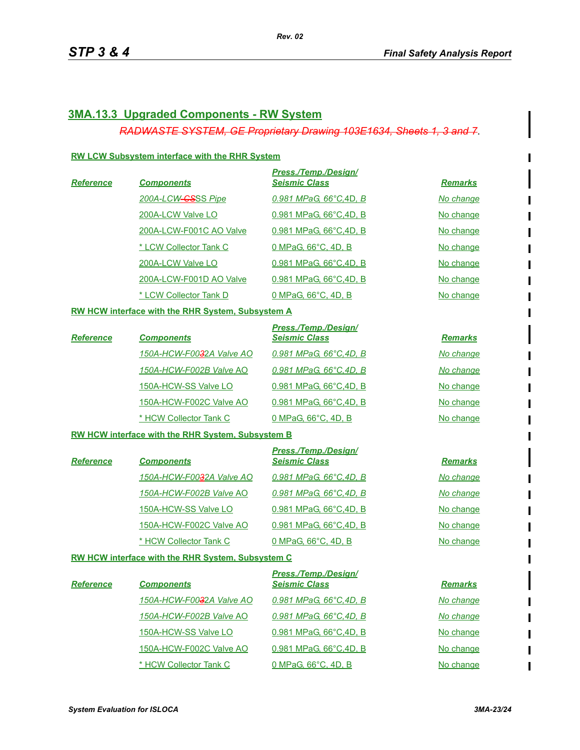## 3MA.13.3 Upgraded Components - RW System

~~*RADWASTE SYSTEM, GE Proprietary Drawing 103E1634, Sheets 1, 3 and 7*~~.

**RW LCW Subsystem interface with the RHR System**

| ***Reference*** | ***Components*** | ***Press./Temp./Design/ Seismic Class*** | ***Remarks*** |
|---|---|---|---|
| | *200A-LCW-~~CS~~SS Pipe* | *0.981 MPaG, 66°C,4D, B* | *No change* |
| | 200A-LCW Valve LO | 0.981 MPaG, 66°C,4D, B | No change |
| | 200A-LCW-F001C AO Valve | 0.981 MPaG, 66°C,4D, B | No change |
| | * LCW Collector Tank C | 0 MPaG, 66°C, 4D, B | No change |
| | 200A-LCW Valve LO | 0.981 MPaG, 66°C,4D, B | No change |
| | 200A-LCW-F001D AO Valve | 0.981 MPaG, 66°C,4D, B | No change |
| | * LCW Collector Tank D | 0 MPaG, 66°C, 4D, B | No change |

**RW HCW interface with the RHR System, Subsystem A**

| ***Reference*** | ***Components*** | ***Press./Temp./Design/ Seismic Class*** | ***Remarks*** |
|---|---|---|---|
| | *150A-HCW-F00~~3~~2A Valve AO* | *0.981 MPaG, 66°C,4D, B* | *No change* |
| | *150A-HCW-F002B Valve AO* | *0.981 MPaG, 66°C,4D, B* | *No change* |
| | 150A-HCW-SS Valve LO | 0.981 MPaG, 66°C,4D, B | No change |
| | 150A-HCW-F002C Valve AO | 0.981 MPaG, 66°C,4D, B | No change |
| | * HCW Collector Tank C | 0 MPaG, 66°C, 4D, B | No change |

**RW HCW interface with the RHR System, Subsystem B**

| ***Reference*** | ***Components*** | ***Press./Temp./Design/ Seismic Class*** | ***Remarks*** |
|---|---|---|---|
| | *150A-HCW-F00~~3~~2A Valve AO* | *0.981 MPaG, 66°C,4D, B* | *No change* |
| | *150A-HCW-F002B Valve AO* | *0.981 MPaG, 66°C,4D, B* | *No change* |
| | 150A-HCW-SS Valve LO | 0.981 MPaG, 66°C,4D, B | No change |
| | 150A-HCW-F002C Valve AO | 0.981 MPaG, 66°C,4D, B | No change |
| | * HCW Collector Tank C | 0 MPaG, 66°C, 4D, B | No change |

**RW HCW interface with the RHR System, Subsystem C**

| ***Reference*** | ***Components*** | ***Press./Temp./Design/ Seismic Class*** | ***Remarks*** |
|---|---|---|---|
| | *150A-HCW-F00~~3~~2A Valve AO* | *0.981 MPaG, 66°C,4D, B* | *No change* |
| | *150A-HCW-F002B Valve AO* | *0.981 MPaG, 66°C,4D, B* | *No change* |
| | 150A-HCW-SS Valve LO | 0.981 MPaG, 66°C,4D, B | No change |
| | 150A-HCW-F002C Valve AO | 0.981 MPaG, 66°C,4D, B | No change |
| | * HCW Collector Tank C | 0 MPaG, 66°C, 4D, B | No change |